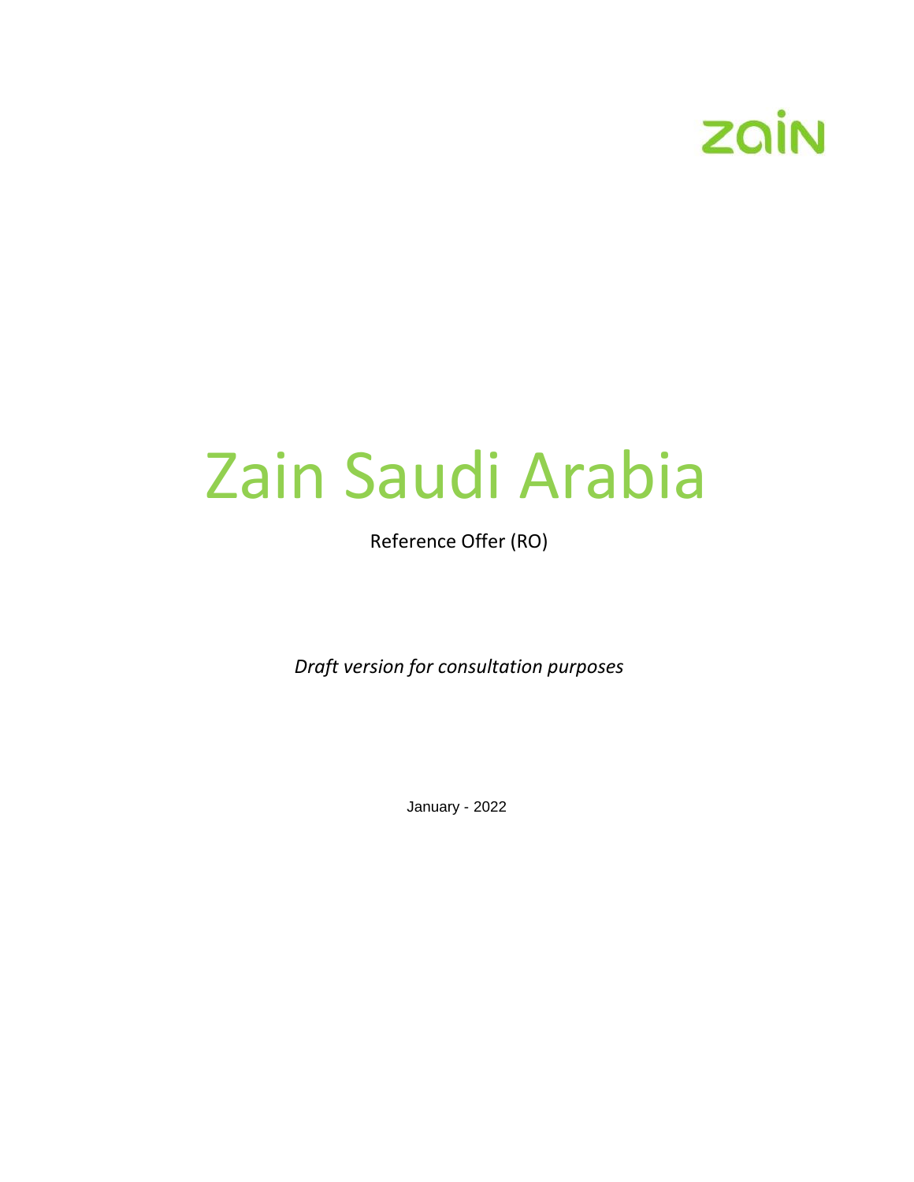zain

# Zain Saudi Arabia

Reference Offer (RO)

*Draft version for consultation purposes*

January - 2022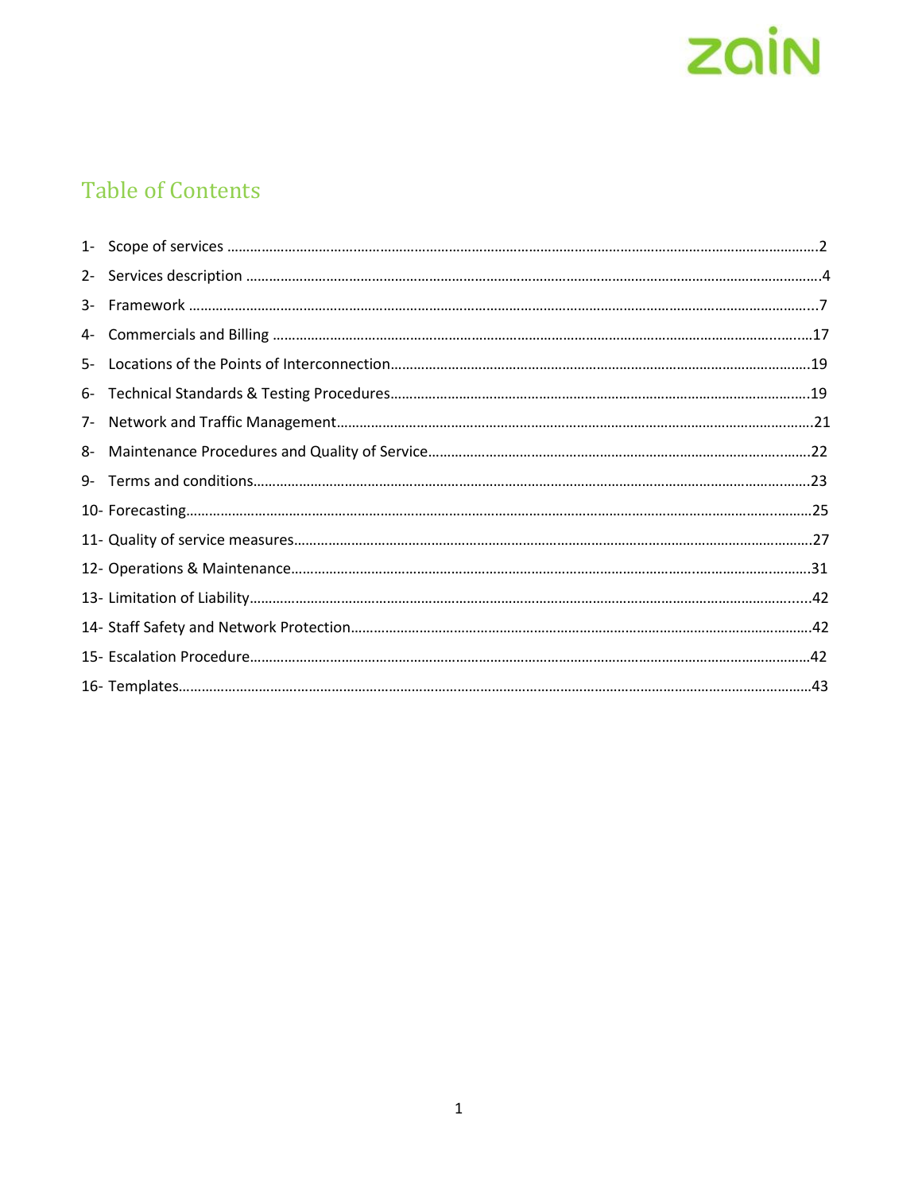# Table of Contents

1- Scope of services ....................................................................................................................................................2

2- Services description ....................................................................................................................................................4

3- Framework ....................................................................................................................................................7

4- Commercials and Billing ....................................................................................................................................................17

5- Locations of the Points of Interconnection....................................................................................................................................................19

6- Technical Standards & Testing Procedures....................................................................................................................................................19

7- Network and Traffic Management....................................................................................................................................................21

8- Maintenance Procedures and Quality of Service....................................................................................................................................................22

9- Terms and conditions....................................................................................................................................................23

10- Forecasting....................................................................................................................................................25

11- Quality of service measures....................................................................................................................................................27

12- Operations & Maintenance....................................................................................................................................................31

13- Limitation of Liability....................................................................................................................................................42

14- Staff Safety and Network Protection....................................................................................................................................................42

15- Escalation Procedure....................................................................................................................................................42

16- Templates....................................................................................................................................................43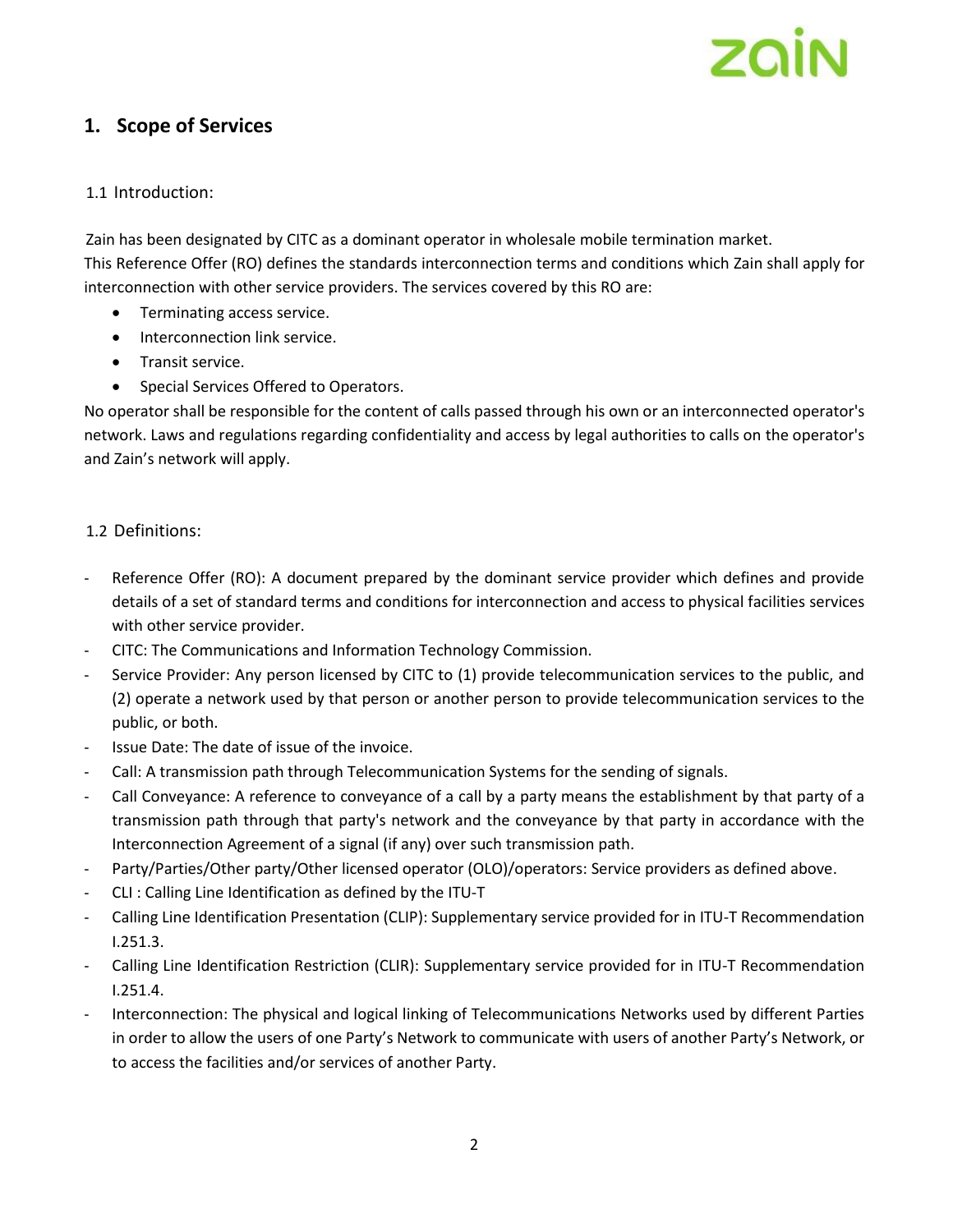## 1. Scope of Services

### 1.1 Introduction:

Zain has been designated by CITC as a dominant operator in wholesale mobile termination market.
This Reference Offer (RO) defines the standards interconnection terms and conditions which Zain shall apply for interconnection with other service providers. The services covered by this RO are:

- Terminating access service.
- Interconnection link service.
- Transit service.
- Special Services Offered to Operators.

No operator shall be responsible for the content of calls passed through his own or an interconnected operator's network. Laws and regulations regarding confidentiality and access by legal authorities to calls on the operator's and Zain's network will apply.

### 1.2 Definitions:

- Reference Offer (RO): A document prepared by the dominant service provider which defines and provide details of a set of standard terms and conditions for interconnection and access to physical facilities services with other service provider.
- CITC: The Communications and Information Technology Commission.
- Service Provider: Any person licensed by CITC to (1) provide telecommunication services to the public, and (2) operate a network used by that person or another person to provide telecommunication services to the public, or both.
- Issue Date: The date of issue of the invoice.
- Call: A transmission path through Telecommunication Systems for the sending of signals.
- Call Conveyance: A reference to conveyance of a call by a party means the establishment by that party of a transmission path through that party's network and the conveyance by that party in accordance with the Interconnection Agreement of a signal (if any) over such transmission path.
- Party/Parties/Other party/Other licensed operator (OLO)/operators: Service providers as defined above.
- CLI : Calling Line Identification as defined by the ITU-T
- Calling Line Identification Presentation (CLIP): Supplementary service provided for in ITU-T Recommendation I.251.3.
- Calling Line Identification Restriction (CLIR): Supplementary service provided for in ITU-T Recommendation I.251.4.
- Interconnection: The physical and logical linking of Telecommunications Networks used by different Parties in order to allow the users of one Party's Network to communicate with users of another Party's Network, or to access the facilities and/or services of another Party.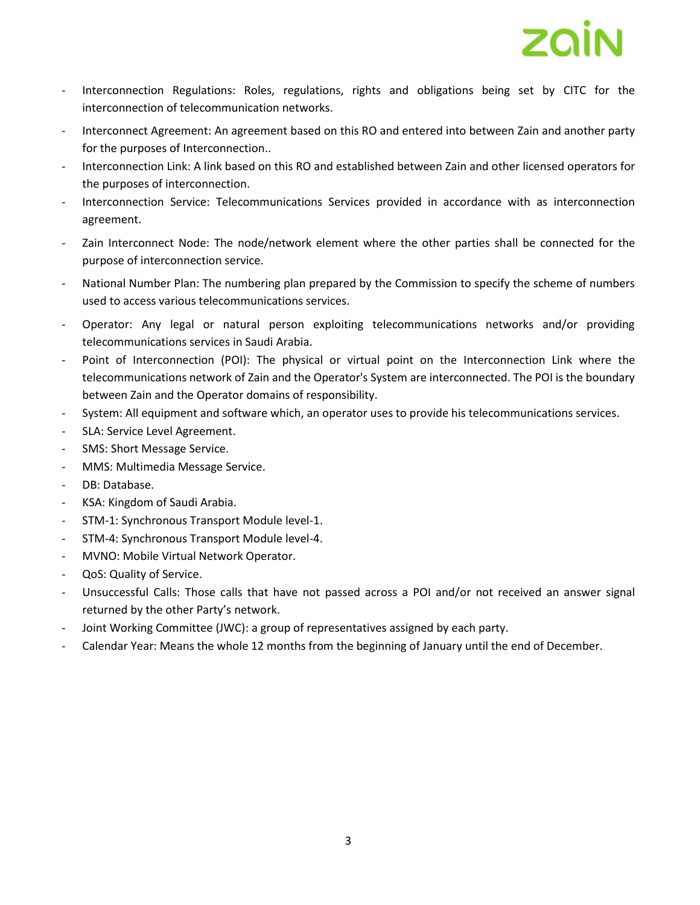- Interconnection Regulations: Roles, regulations, rights and obligations being set by CITC for the interconnection of telecommunication networks.
- Interconnect Agreement: An agreement based on this RO and entered into between Zain and another party for the purposes of Interconnection..
- Interconnection Link: A link based on this RO and established between Zain and other licensed operators for the purposes of interconnection.
- Interconnection Service: Telecommunications Services provided in accordance with as interconnection agreement.
- Zain Interconnect Node: The node/network element where the other parties shall be connected for the purpose of interconnection service.
- National Number Plan: The numbering plan prepared by the Commission to specify the scheme of numbers used to access various telecommunications services.
- Operator: Any legal or natural person exploiting telecommunications networks and/or providing telecommunications services in Saudi Arabia.
- Point of Interconnection (POI): The physical or virtual point on the Interconnection Link where the telecommunications network of Zain and the Operator's System are interconnected. The POI is the boundary between Zain and the Operator domains of responsibility.
- System: All equipment and software which, an operator uses to provide his telecommunications services.
- SLA: Service Level Agreement.
- SMS: Short Message Service.
- MMS: Multimedia Message Service.
- DB: Database.
- KSA: Kingdom of Saudi Arabia.
- STM-1: Synchronous Transport Module level-1.
- STM-4: Synchronous Transport Module level-4.
- MVNO: Mobile Virtual Network Operator.
- QoS: Quality of Service.
- Unsuccessful Calls: Those calls that have not passed across a POI and/or not received an answer signal returned by the other Party's network.
- Joint Working Committee (JWC): a group of representatives assigned by each party.
- Calendar Year: Means the whole 12 months from the beginning of January until the end of December.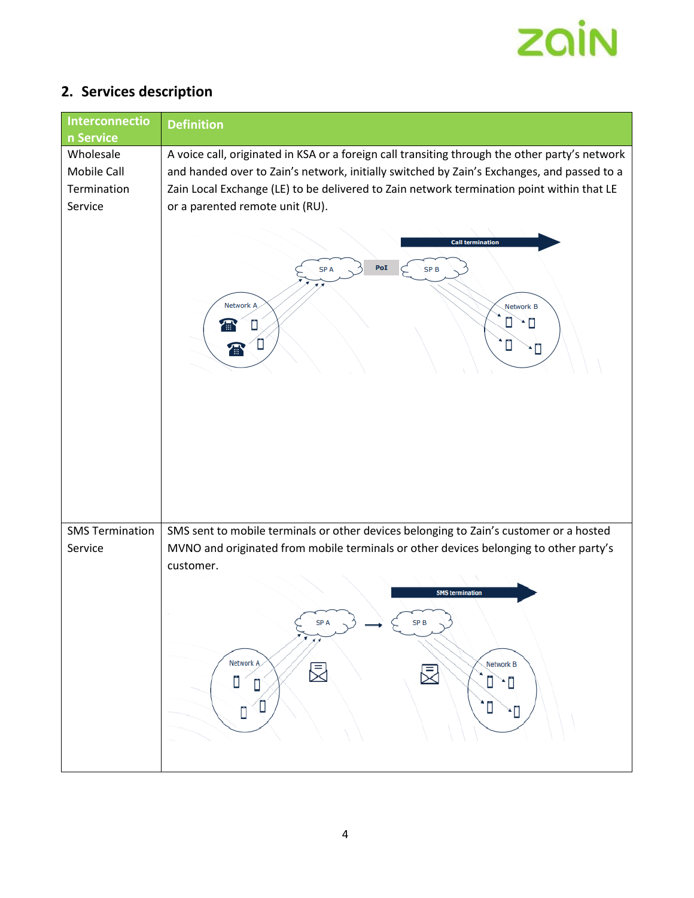## 2. Services description

| Interconnection Service | Definition |
|---|---|
| Wholesale Mobile Call Termination Service | A voice call, originated in KSA or a foreign call transiting through the other party's network and handed over to Zain's network, initially switched by Zain's Exchanges, and passed to a Zain Local Exchange (LE) to be delivered to Zain network termination point within that LE or a parented remote unit (RU). |
| SMS Termination Service | SMS sent to mobile terminals or other devices belonging to Zain's customer or a hosted MVNO and originated from mobile terminals or other devices belonging to other party's customer. |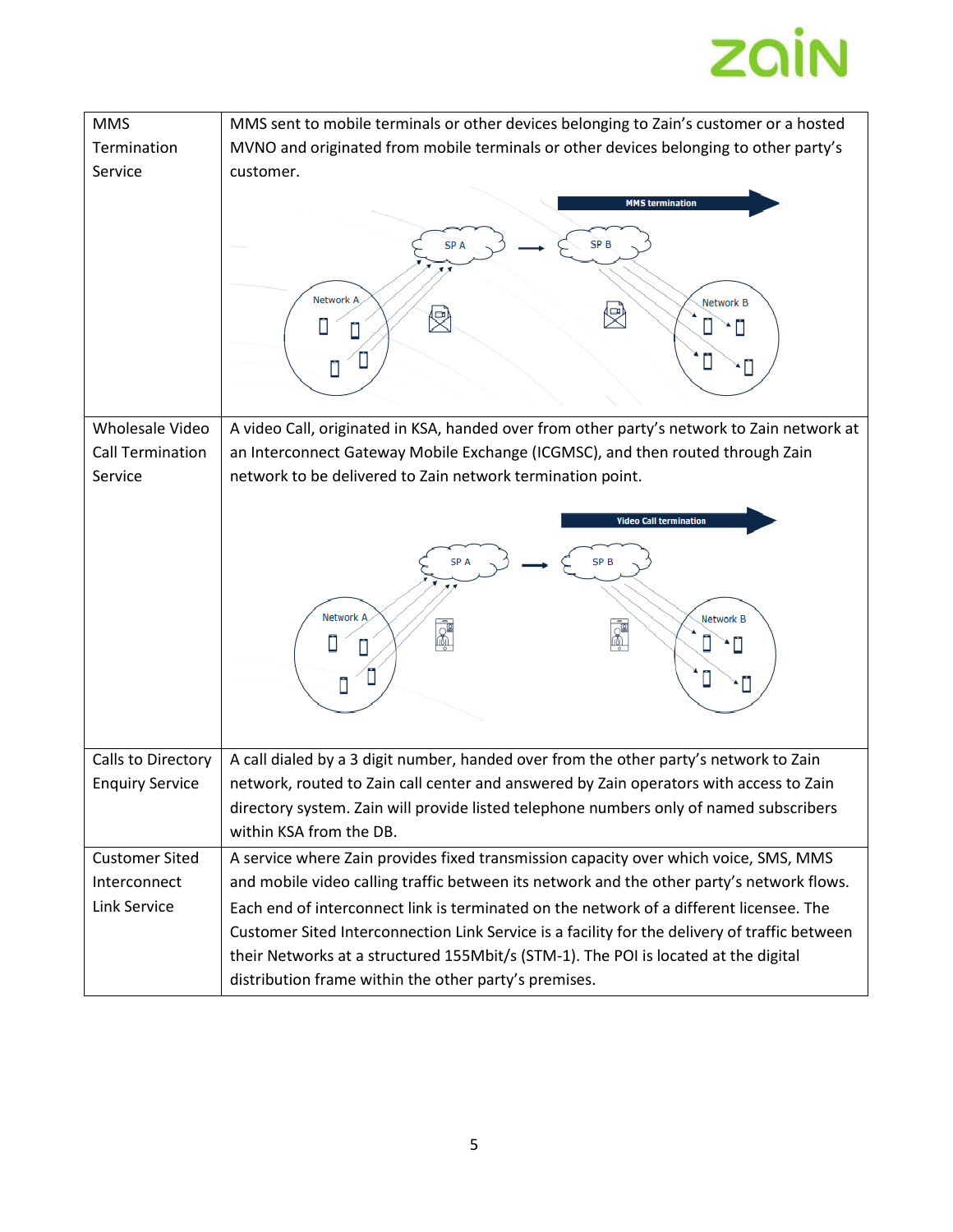| | |
|---|---|
| MMS Termination Service | MMS sent to mobile terminals or other devices belonging to Zain's customer or a hosted MVNO and originated from mobile terminals or other devices belonging to other party's customer. |
| Wholesale Video Call Termination Service | A video Call, originated in KSA, handed over from other party's network to Zain network at an Interconnect Gateway Mobile Exchange (ICGMSC), and then routed through Zain network to be delivered to Zain network termination point. |
| Calls to Directory Enquiry Service | A call dialed by a 3 digit number, handed over from the other party's network to Zain network, routed to Zain call center and answered by Zain operators with access to Zain directory system. Zain will provide listed telephone numbers only of named subscribers within KSA from the DB. |
| Customer Sited Interconnect Link Service | A service where Zain provides fixed transmission capacity over which voice, SMS, MMS and mobile video calling traffic between its network and the other party's network flows. Each end of interconnect link is terminated on the network of a different licensee. The Customer Sited Interconnection Link Service is a facility for the delivery of traffic between their Networks at a structured 155Mbit/s (STM-1). The POI is located at the digital distribution frame within the other party's premises. |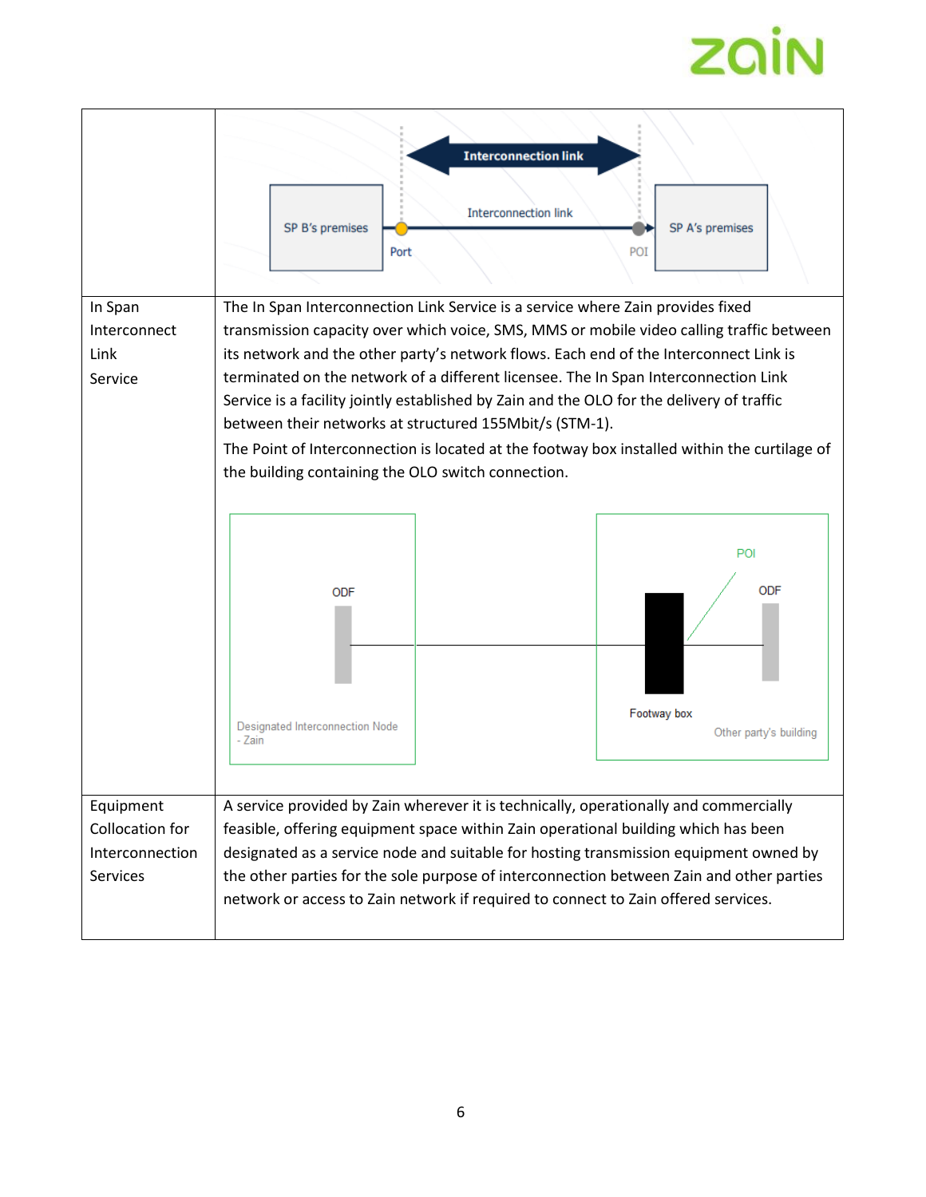| | |
|---|---|
| | Interconnection link<br>SP B's premises — Port — Interconnection link — POI — SP A's premises |
| In Span Interconnect Link Service | The In Span Interconnection Link Service is a service where Zain provides fixed transmission capacity over which voice, SMS, MMS or mobile video calling traffic between its network and the other party's network flows. Each end of the Interconnect Link is terminated on the network of a different licensee. The In Span Interconnection Link Service is a facility jointly established by Zain and the OLO for the delivery of traffic between their networks at structured 155Mbit/s (STM-1).<br>The Point of Interconnection is located at the footway box installed within the curtilage of the building containing the OLO switch connection.<br>ODF — Designated Interconnection Node - Zain; POI, ODF, Footway box — Other party's building |
| Equipment Collocation for Interconnection Services | A service provided by Zain wherever it is technically, operationally and commercially feasible, offering equipment space within Zain operational building which has been designated as a service node and suitable for hosting transmission equipment owned by the other parties for the sole purpose of interconnection between Zain and other parties network or access to Zain network if required to connect to Zain offered services. |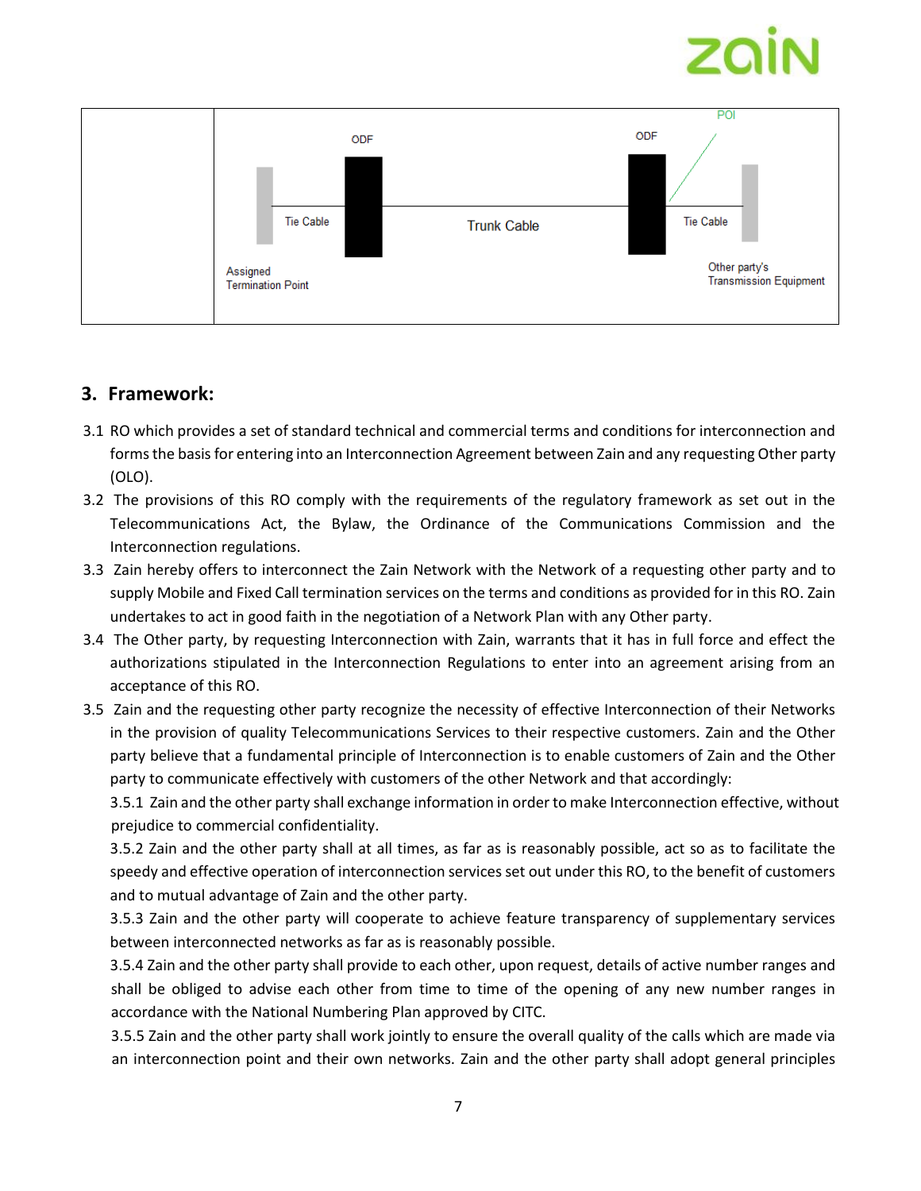| | ODF ODF POI Tie Cable Trunk Cable Tie Cable Assigned Termination Point Other party's Transmission Equipment |
|---|---|

## 3. Framework:

3.1 RO which provides a set of standard technical and commercial terms and conditions for interconnection and forms the basis for entering into an Interconnection Agreement between Zain and any requesting Other party (OLO).

3.2 The provisions of this RO comply with the requirements of the regulatory framework as set out in the Telecommunications Act, the Bylaw, the Ordinance of the Communications Commission and the Interconnection regulations.

3.3 Zain hereby offers to interconnect the Zain Network with the Network of a requesting other party and to supply Mobile and Fixed Call termination services on the terms and conditions as provided for in this RO. Zain undertakes to act in good faith in the negotiation of a Network Plan with any Other party.

3.4 The Other party, by requesting Interconnection with Zain, warrants that it has in full force and effect the authorizations stipulated in the Interconnection Regulations to enter into an agreement arising from an acceptance of this RO.

3.5 Zain and the requesting other party recognize the necessity of effective Interconnection of their Networks in the provision of quality Telecommunications Services to their respective customers. Zain and the Other party believe that a fundamental principle of Interconnection is to enable customers of Zain and the Other party to communicate effectively with customers of the other Network and that accordingly:

3.5.1 Zain and the other party shall exchange information in order to make Interconnection effective, without prejudice to commercial confidentiality.

3.5.2 Zain and the other party shall at all times, as far as is reasonably possible, act so as to facilitate the speedy and effective operation of interconnection services set out under this RO, to the benefit of customers and to mutual advantage of Zain and the other party.

3.5.3 Zain and the other party will cooperate to achieve feature transparency of supplementary services between interconnected networks as far as is reasonably possible.

3.5.4 Zain and the other party shall provide to each other, upon request, details of active number ranges and shall be obliged to advise each other from time to time of the opening of any new number ranges in accordance with the National Numbering Plan approved by CITC.

3.5.5 Zain and the other party shall work jointly to ensure the overall quality of the calls which are made via an interconnection point and their own networks. Zain and the other party shall adopt general principles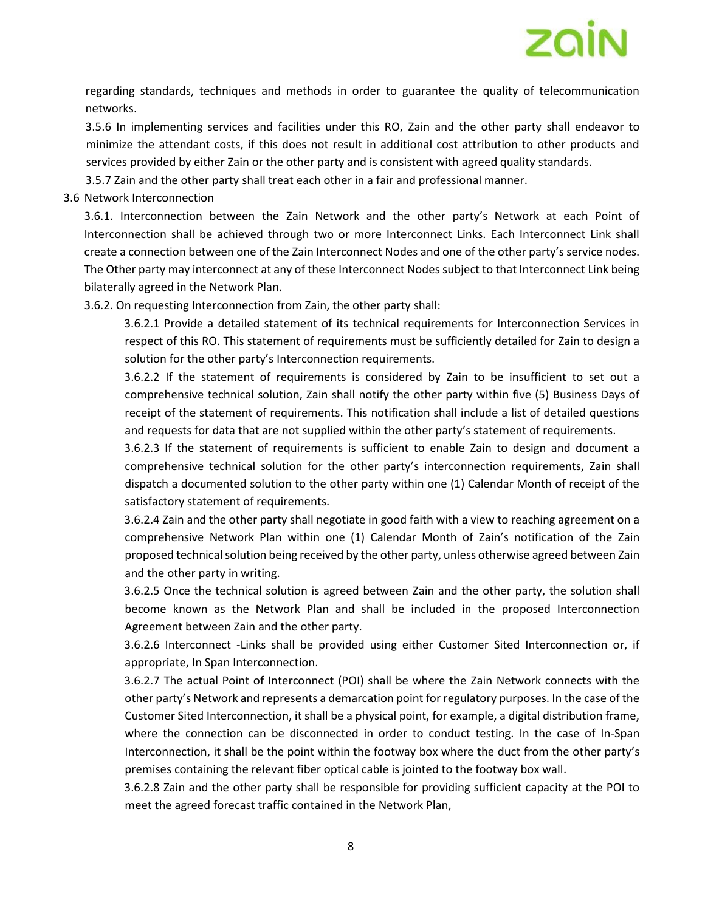regarding standards, techniques and methods in order to guarantee the quality of telecommunication networks.

3.5.6 In implementing services and facilities under this RO, Zain and the other party shall endeavor to minimize the attendant costs, if this does not result in additional cost attribution to other products and services provided by either Zain or the other party and is consistent with agreed quality standards.

3.5.7 Zain and the other party shall treat each other in a fair and professional manner.

3.6 Network Interconnection

3.6.1. Interconnection between the Zain Network and the other party's Network at each Point of Interconnection shall be achieved through two or more Interconnect Links. Each Interconnect Link shall create a connection between one of the Zain Interconnect Nodes and one of the other party's service nodes. The Other party may interconnect at any of these Interconnect Nodes subject to that Interconnect Link being bilaterally agreed in the Network Plan.

3.6.2. On requesting Interconnection from Zain, the other party shall:

3.6.2.1 Provide a detailed statement of its technical requirements for Interconnection Services in respect of this RO. This statement of requirements must be sufficiently detailed for Zain to design a solution for the other party's Interconnection requirements.

3.6.2.2 If the statement of requirements is considered by Zain to be insufficient to set out a comprehensive technical solution, Zain shall notify the other party within five (5) Business Days of receipt of the statement of requirements. This notification shall include a list of detailed questions and requests for data that are not supplied within the other party's statement of requirements.

3.6.2.3 If the statement of requirements is sufficient to enable Zain to design and document a comprehensive technical solution for the other party's interconnection requirements, Zain shall dispatch a documented solution to the other party within one (1) Calendar Month of receipt of the satisfactory statement of requirements.

3.6.2.4 Zain and the other party shall negotiate in good faith with a view to reaching agreement on a comprehensive Network Plan within one (1) Calendar Month of Zain's notification of the Zain proposed technical solution being received by the other party, unless otherwise agreed between Zain and the other party in writing.

3.6.2.5 Once the technical solution is agreed between Zain and the other party, the solution shall become known as the Network Plan and shall be included in the proposed Interconnection Agreement between Zain and the other party.

3.6.2.6 Interconnect -Links shall be provided using either Customer Sited Interconnection or, if appropriate, In Span Interconnection.

3.6.2.7 The actual Point of Interconnect (POI) shall be where the Zain Network connects with the other party's Network and represents a demarcation point for regulatory purposes. In the case of the Customer Sited Interconnection, it shall be a physical point, for example, a digital distribution frame, where the connection can be disconnected in order to conduct testing. In the case of In-Span Interconnection, it shall be the point within the footway box where the duct from the other party's premises containing the relevant fiber optical cable is jointed to the footway box wall.

3.6.2.8 Zain and the other party shall be responsible for providing sufficient capacity at the POI to meet the agreed forecast traffic contained in the Network Plan,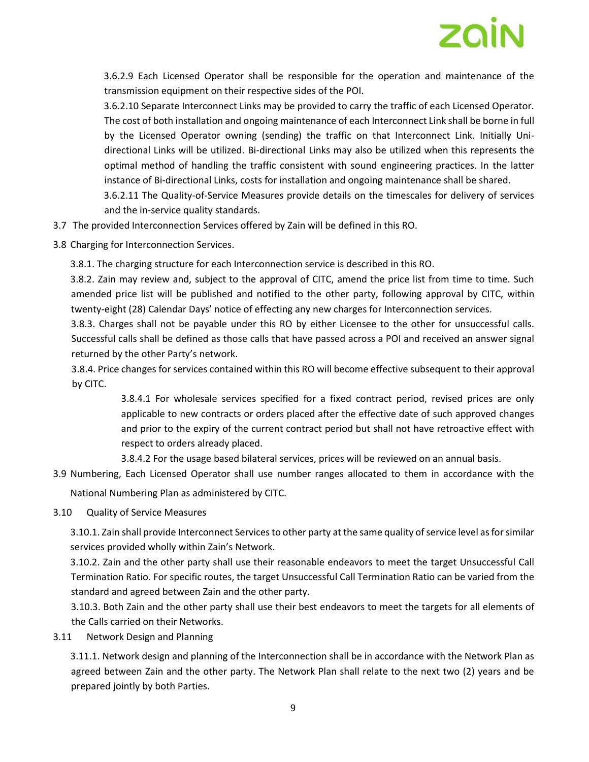3.6.2.9 Each Licensed Operator shall be responsible for the operation and maintenance of the transmission equipment on their respective sides of the POI.

3.6.2.10 Separate Interconnect Links may be provided to carry the traffic of each Licensed Operator. The cost of both installation and ongoing maintenance of each Interconnect Link shall be borne in full by the Licensed Operator owning (sending) the traffic on that Interconnect Link. Initially Uni-directional Links will be utilized. Bi-directional Links may also be utilized when this represents the optimal method of handling the traffic consistent with sound engineering practices. In the latter instance of Bi-directional Links, costs for installation and ongoing maintenance shall be shared.

3.6.2.11 The Quality-of-Service Measures provide details on the timescales for delivery of services and the in-service quality standards.

3.7 The provided Interconnection Services offered by Zain will be defined in this RO.

3.8 Charging for Interconnection Services.

3.8.1. The charging structure for each Interconnection service is described in this RO.

3.8.2. Zain may review and, subject to the approval of CITC, amend the price list from time to time. Such amended price list will be published and notified to the other party, following approval by CITC, within twenty-eight (28) Calendar Days' notice of effecting any new charges for Interconnection services.

3.8.3. Charges shall not be payable under this RO by either Licensee to the other for unsuccessful calls. Successful calls shall be defined as those calls that have passed across a POI and received an answer signal returned by the other Party's network.

3.8.4. Price changes for services contained within this RO will become effective subsequent to their approval by CITC.

3.8.4.1 For wholesale services specified for a fixed contract period, revised prices are only applicable to new contracts or orders placed after the effective date of such approved changes and prior to the expiry of the current contract period but shall not have retroactive effect with respect to orders already placed.

3.8.4.2 For the usage based bilateral services, prices will be reviewed on an annual basis.

3.9 Numbering, Each Licensed Operator shall use number ranges allocated to them in accordance with the National Numbering Plan as administered by CITC.

3.10 Quality of Service Measures

3.10.1. Zain shall provide Interconnect Services to other party at the same quality of service level as for similar services provided wholly within Zain's Network.

3.10.2. Zain and the other party shall use their reasonable endeavors to meet the target Unsuccessful Call Termination Ratio. For specific routes, the target Unsuccessful Call Termination Ratio can be varied from the standard and agreed between Zain and the other party.

3.10.3. Both Zain and the other party shall use their best endeavors to meet the targets for all elements of the Calls carried on their Networks.

3.11 Network Design and Planning

3.11.1. Network design and planning of the Interconnection shall be in accordance with the Network Plan as agreed between Zain and the other party. The Network Plan shall relate to the next two (2) years and be prepared jointly by both Parties.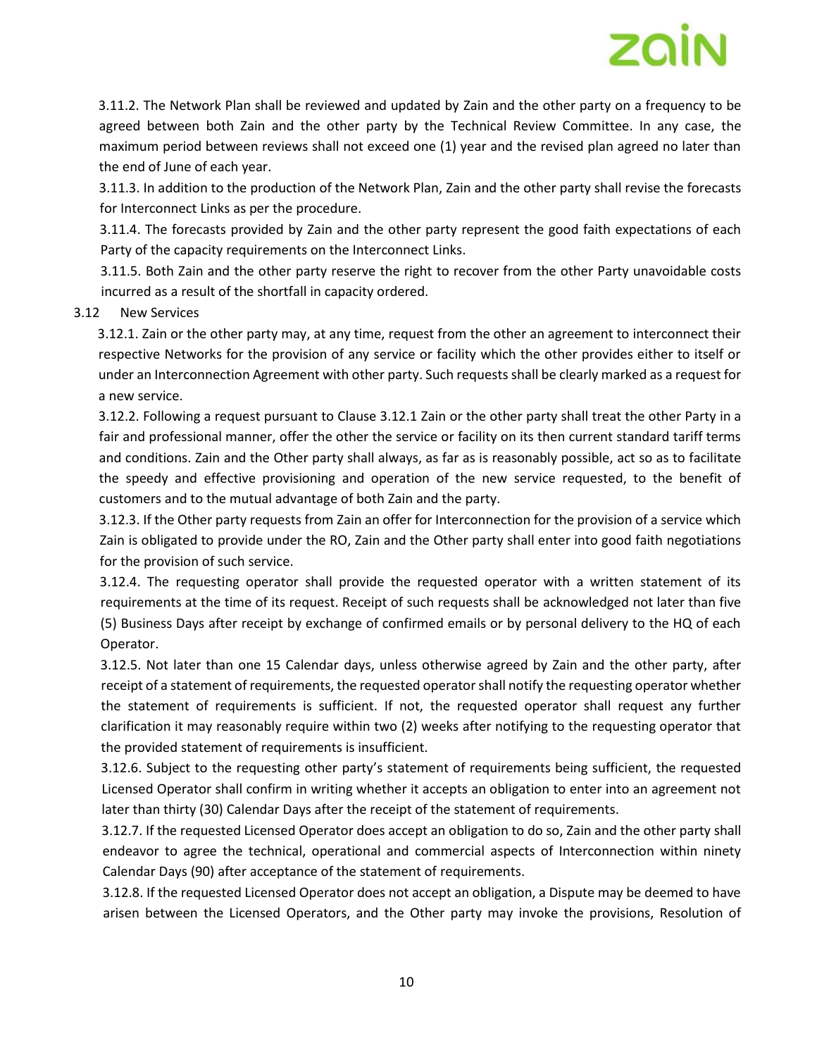3.11.2. The Network Plan shall be reviewed and updated by Zain and the other party on a frequency to be agreed between both Zain and the other party by the Technical Review Committee. In any case, the maximum period between reviews shall not exceed one (1) year and the revised plan agreed no later than the end of June of each year.

3.11.3. In addition to the production of the Network Plan, Zain and the other party shall revise the forecasts for Interconnect Links as per the procedure.

3.11.4. The forecasts provided by Zain and the other party represent the good faith expectations of each Party of the capacity requirements on the Interconnect Links.

3.11.5. Both Zain and the other party reserve the right to recover from the other Party unavoidable costs incurred as a result of the shortfall in capacity ordered.

### 3.12 New Services

3.12.1. Zain or the other party may, at any time, request from the other an agreement to interconnect their respective Networks for the provision of any service or facility which the other provides either to itself or under an Interconnection Agreement with other party. Such requests shall be clearly marked as a request for a new service.

3.12.2. Following a request pursuant to Clause 3.12.1 Zain or the other party shall treat the other Party in a fair and professional manner, offer the other the service or facility on its then current standard tariff terms and conditions. Zain and the Other party shall always, as far as is reasonably possible, act so as to facilitate the speedy and effective provisioning and operation of the new service requested, to the benefit of customers and to the mutual advantage of both Zain and the party.

3.12.3. If the Other party requests from Zain an offer for Interconnection for the provision of a service which Zain is obligated to provide under the RO, Zain and the Other party shall enter into good faith negotiations for the provision of such service.

3.12.4. The requesting operator shall provide the requested operator with a written statement of its requirements at the time of its request. Receipt of such requests shall be acknowledged not later than five (5) Business Days after receipt by exchange of confirmed emails or by personal delivery to the HQ of each Operator.

3.12.5. Not later than one 15 Calendar days, unless otherwise agreed by Zain and the other party, after receipt of a statement of requirements, the requested operator shall notify the requesting operator whether the statement of requirements is sufficient. If not, the requested operator shall request any further clarification it may reasonably require within two (2) weeks after notifying to the requesting operator that the provided statement of requirements is insufficient.

3.12.6. Subject to the requesting other party's statement of requirements being sufficient, the requested Licensed Operator shall confirm in writing whether it accepts an obligation to enter into an agreement not later than thirty (30) Calendar Days after the receipt of the statement of requirements.

3.12.7. If the requested Licensed Operator does accept an obligation to do so, Zain and the other party shall endeavor to agree the technical, operational and commercial aspects of Interconnection within ninety Calendar Days (90) after acceptance of the statement of requirements.

3.12.8. If the requested Licensed Operator does not accept an obligation, a Dispute may be deemed to have arisen between the Licensed Operators, and the Other party may invoke the provisions, Resolution of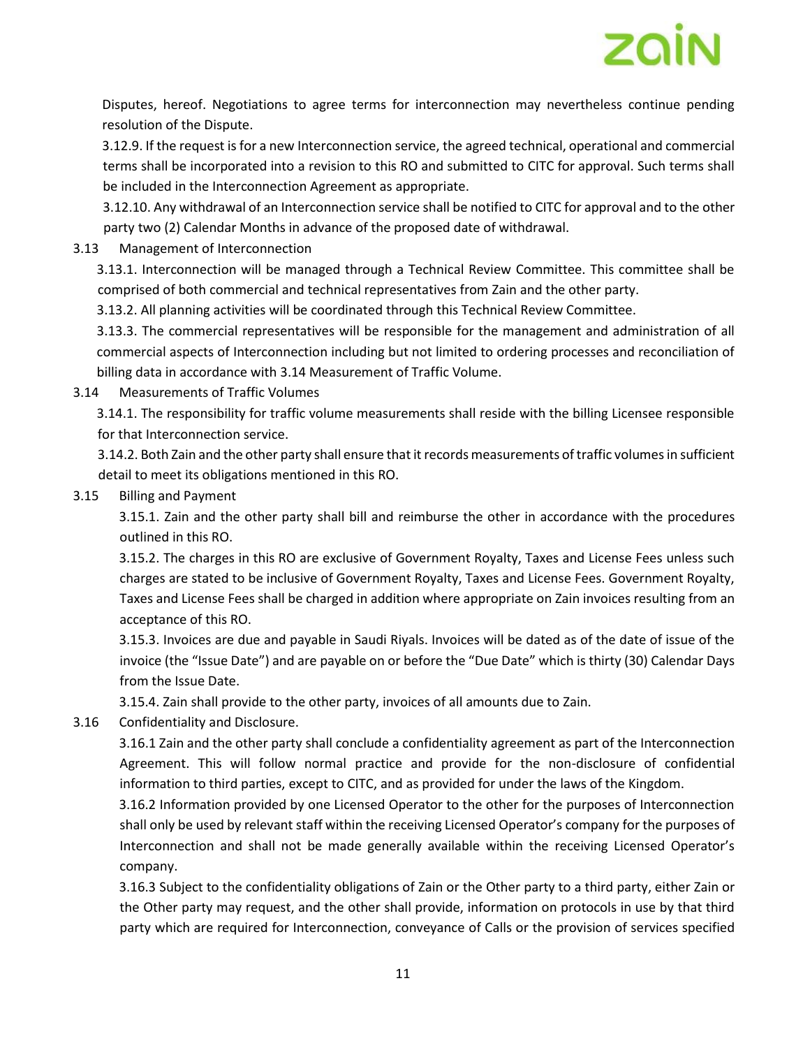Disputes, hereof. Negotiations to agree terms for interconnection may nevertheless continue pending resolution of the Dispute.

3.12.9. If the request is for a new Interconnection service, the agreed technical, operational and commercial terms shall be incorporated into a revision to this RO and submitted to CITC for approval. Such terms shall be included in the Interconnection Agreement as appropriate.

3.12.10. Any withdrawal of an Interconnection service shall be notified to CITC for approval and to the other party two (2) Calendar Months in advance of the proposed date of withdrawal.

3.13 Management of Interconnection

3.13.1. Interconnection will be managed through a Technical Review Committee. This committee shall be comprised of both commercial and technical representatives from Zain and the other party.

3.13.2. All planning activities will be coordinated through this Technical Review Committee.

3.13.3. The commercial representatives will be responsible for the management and administration of all commercial aspects of Interconnection including but not limited to ordering processes and reconciliation of billing data in accordance with 3.14 Measurement of Traffic Volume.

3.14 Measurements of Traffic Volumes

3.14.1. The responsibility for traffic volume measurements shall reside with the billing Licensee responsible for that Interconnection service.

3.14.2. Both Zain and the other party shall ensure that it records measurements of traffic volumes in sufficient detail to meet its obligations mentioned in this RO.

3.15 Billing and Payment

3.15.1. Zain and the other party shall bill and reimburse the other in accordance with the procedures outlined in this RO.

3.15.2. The charges in this RO are exclusive of Government Royalty, Taxes and License Fees unless such charges are stated to be inclusive of Government Royalty, Taxes and License Fees. Government Royalty, Taxes and License Fees shall be charged in addition where appropriate on Zain invoices resulting from an acceptance of this RO.

3.15.3. Invoices are due and payable in Saudi Riyals. Invoices will be dated as of the date of issue of the invoice (the "Issue Date") and are payable on or before the "Due Date" which is thirty (30) Calendar Days from the Issue Date.

3.15.4. Zain shall provide to the other party, invoices of all amounts due to Zain.

3.16 Confidentiality and Disclosure.

3.16.1 Zain and the other party shall conclude a confidentiality agreement as part of the Interconnection Agreement. This will follow normal practice and provide for the non-disclosure of confidential information to third parties, except to CITC, and as provided for under the laws of the Kingdom.

3.16.2 Information provided by one Licensed Operator to the other for the purposes of Interconnection shall only be used by relevant staff within the receiving Licensed Operator's company for the purposes of Interconnection and shall not be made generally available within the receiving Licensed Operator's company.

3.16.3 Subject to the confidentiality obligations of Zain or the Other party to a third party, either Zain or the Other party may request, and the other shall provide, information on protocols in use by that third party which are required for Interconnection, conveyance of Calls or the provision of services specified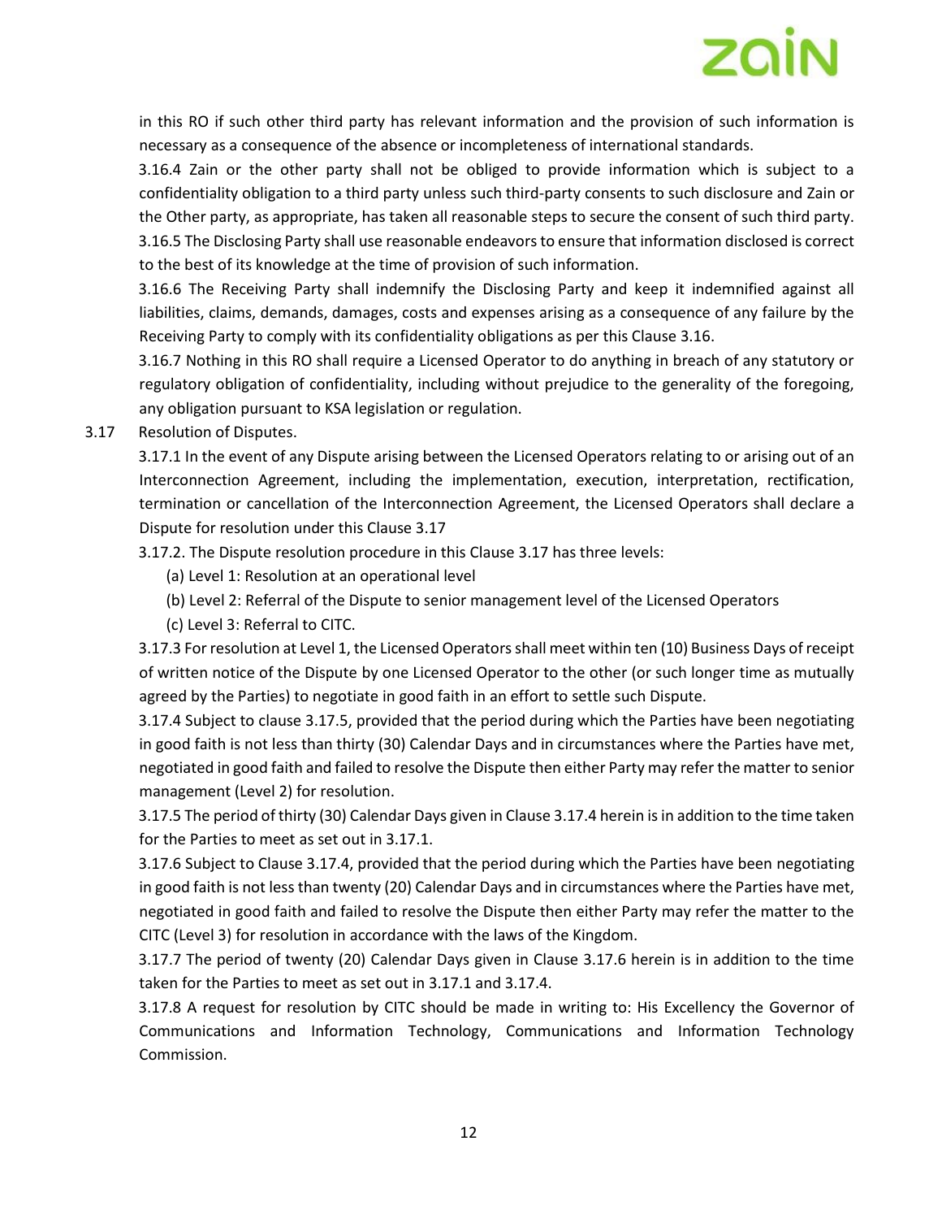in this RO if such other third party has relevant information and the provision of such information is necessary as a consequence of the absence or incompleteness of international standards.

3.16.4 Zain or the other party shall not be obliged to provide information which is subject to a confidentiality obligation to a third party unless such third-party consents to such disclosure and Zain or the Other party, as appropriate, has taken all reasonable steps to secure the consent of such third party.

3.16.5 The Disclosing Party shall use reasonable endeavors to ensure that information disclosed is correct to the best of its knowledge at the time of provision of such information.

3.16.6 The Receiving Party shall indemnify the Disclosing Party and keep it indemnified against all liabilities, claims, demands, damages, costs and expenses arising as a consequence of any failure by the Receiving Party to comply with its confidentiality obligations as per this Clause 3.16.

3.16.7 Nothing in this RO shall require a Licensed Operator to do anything in breach of any statutory or regulatory obligation of confidentiality, including without prejudice to the generality of the foregoing, any obligation pursuant to KSA legislation or regulation.

3.17 Resolution of Disputes.

3.17.1 In the event of any Dispute arising between the Licensed Operators relating to or arising out of an Interconnection Agreement, including the implementation, execution, interpretation, rectification, termination or cancellation of the Interconnection Agreement, the Licensed Operators shall declare a Dispute for resolution under this Clause 3.17

3.17.2. The Dispute resolution procedure in this Clause 3.17 has three levels:

(a) Level 1: Resolution at an operational level

(b) Level 2: Referral of the Dispute to senior management level of the Licensed Operators

(c) Level 3: Referral to CITC.

3.17.3 For resolution at Level 1, the Licensed Operators shall meet within ten (10) Business Days of receipt of written notice of the Dispute by one Licensed Operator to the other (or such longer time as mutually agreed by the Parties) to negotiate in good faith in an effort to settle such Dispute.

3.17.4 Subject to clause 3.17.5, provided that the period during which the Parties have been negotiating in good faith is not less than thirty (30) Calendar Days and in circumstances where the Parties have met, negotiated in good faith and failed to resolve the Dispute then either Party may refer the matter to senior management (Level 2) for resolution.

3.17.5 The period of thirty (30) Calendar Days given in Clause 3.17.4 herein is in addition to the time taken for the Parties to meet as set out in 3.17.1.

3.17.6 Subject to Clause 3.17.4, provided that the period during which the Parties have been negotiating in good faith is not less than twenty (20) Calendar Days and in circumstances where the Parties have met, negotiated in good faith and failed to resolve the Dispute then either Party may refer the matter to the CITC (Level 3) for resolution in accordance with the laws of the Kingdom.

3.17.7 The period of twenty (20) Calendar Days given in Clause 3.17.6 herein is in addition to the time taken for the Parties to meet as set out in 3.17.1 and 3.17.4.

3.17.8 A request for resolution by CITC should be made in writing to: His Excellency the Governor of Communications and Information Technology, Communications and Information Technology Commission.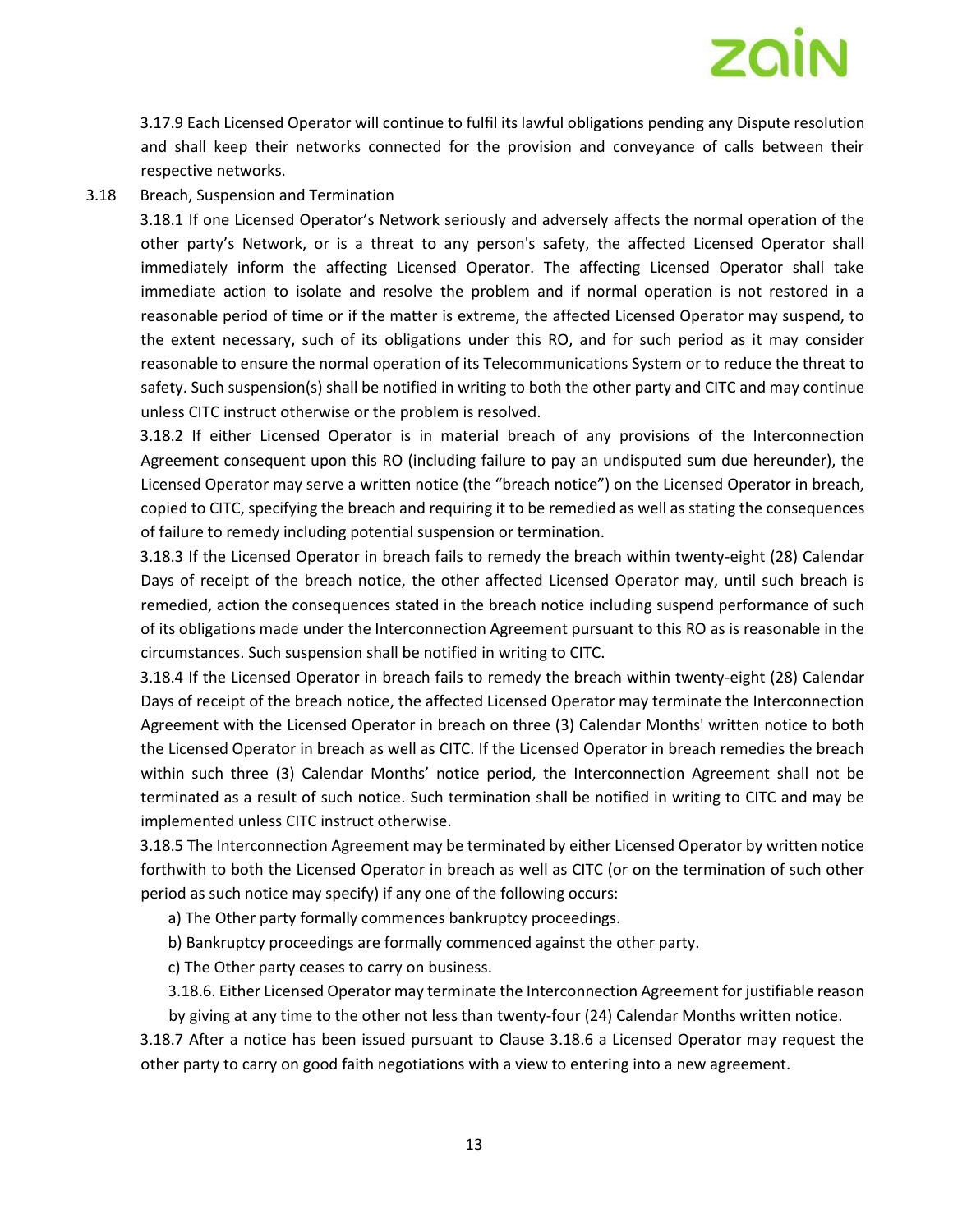3.17.9 Each Licensed Operator will continue to fulfil its lawful obligations pending any Dispute resolution and shall keep their networks connected for the provision and conveyance of calls between their respective networks.

3.18 Breach, Suspension and Termination

3.18.1 If one Licensed Operator's Network seriously and adversely affects the normal operation of the other party's Network, or is a threat to any person's safety, the affected Licensed Operator shall immediately inform the affecting Licensed Operator. The affecting Licensed Operator shall take immediate action to isolate and resolve the problem and if normal operation is not restored in a reasonable period of time or if the matter is extreme, the affected Licensed Operator may suspend, to the extent necessary, such of its obligations under this RO, and for such period as it may consider reasonable to ensure the normal operation of its Telecommunications System or to reduce the threat to safety. Such suspension(s) shall be notified in writing to both the other party and CITC and may continue unless CITC instruct otherwise or the problem is resolved.

3.18.2 If either Licensed Operator is in material breach of any provisions of the Interconnection Agreement consequent upon this RO (including failure to pay an undisputed sum due hereunder), the Licensed Operator may serve a written notice (the "breach notice") on the Licensed Operator in breach, copied to CITC, specifying the breach and requiring it to be remedied as well as stating the consequences of failure to remedy including potential suspension or termination.

3.18.3 If the Licensed Operator in breach fails to remedy the breach within twenty-eight (28) Calendar Days of receipt of the breach notice, the other affected Licensed Operator may, until such breach is remedied, action the consequences stated in the breach notice including suspend performance of such of its obligations made under the Interconnection Agreement pursuant to this RO as is reasonable in the circumstances. Such suspension shall be notified in writing to CITC.

3.18.4 If the Licensed Operator in breach fails to remedy the breach within twenty-eight (28) Calendar Days of receipt of the breach notice, the affected Licensed Operator may terminate the Interconnection Agreement with the Licensed Operator in breach on three (3) Calendar Months' written notice to both the Licensed Operator in breach as well as CITC. If the Licensed Operator in breach remedies the breach within such three (3) Calendar Months' notice period, the Interconnection Agreement shall not be terminated as a result of such notice. Such termination shall be notified in writing to CITC and may be implemented unless CITC instruct otherwise.

3.18.5 The Interconnection Agreement may be terminated by either Licensed Operator by written notice forthwith to both the Licensed Operator in breach as well as CITC (or on the termination of such other period as such notice may specify) if any one of the following occurs:

a) The Other party formally commences bankruptcy proceedings.

b) Bankruptcy proceedings are formally commenced against the other party.

c) The Other party ceases to carry on business.

3.18.6. Either Licensed Operator may terminate the Interconnection Agreement for justifiable reason by giving at any time to the other not less than twenty-four (24) Calendar Months written notice.

3.18.7 After a notice has been issued pursuant to Clause 3.18.6 a Licensed Operator may request the other party to carry on good faith negotiations with a view to entering into a new agreement.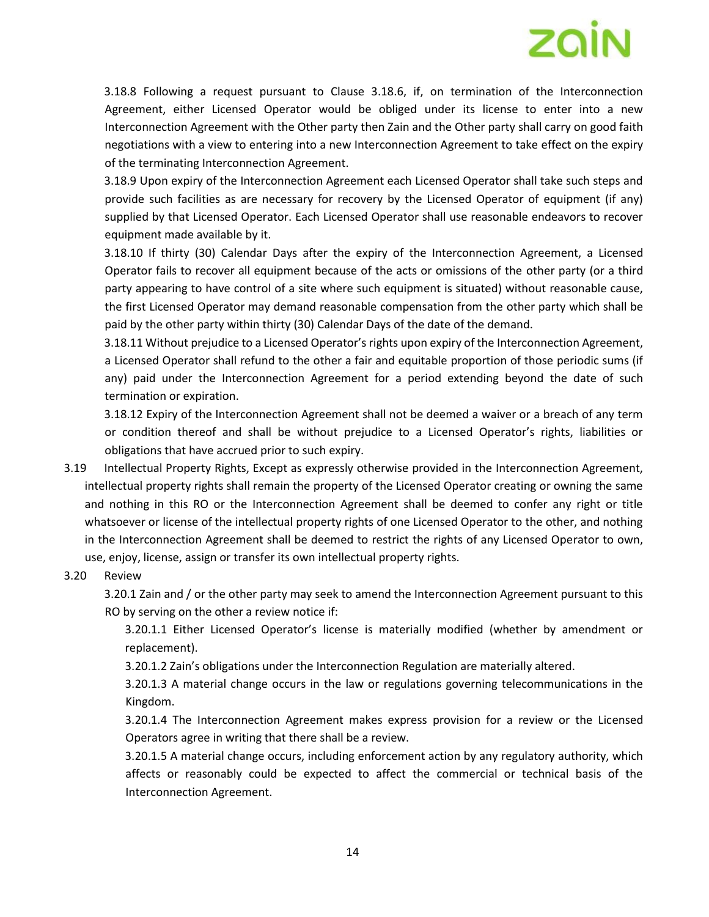3.18.8 Following a request pursuant to Clause 3.18.6, if, on termination of the Interconnection Agreement, either Licensed Operator would be obliged under its license to enter into a new Interconnection Agreement with the Other party then Zain and the Other party shall carry on good faith negotiations with a view to entering into a new Interconnection Agreement to take effect on the expiry of the terminating Interconnection Agreement.

3.18.9 Upon expiry of the Interconnection Agreement each Licensed Operator shall take such steps and provide such facilities as are necessary for recovery by the Licensed Operator of equipment (if any) supplied by that Licensed Operator. Each Licensed Operator shall use reasonable endeavors to recover equipment made available by it.

3.18.10 If thirty (30) Calendar Days after the expiry of the Interconnection Agreement, a Licensed Operator fails to recover all equipment because of the acts or omissions of the other party (or a third party appearing to have control of a site where such equipment is situated) without reasonable cause, the first Licensed Operator may demand reasonable compensation from the other party which shall be paid by the other party within thirty (30) Calendar Days of the date of the demand.

3.18.11 Without prejudice to a Licensed Operator's rights upon expiry of the Interconnection Agreement, a Licensed Operator shall refund to the other a fair and equitable proportion of those periodic sums (if any) paid under the Interconnection Agreement for a period extending beyond the date of such termination or expiration.

3.18.12 Expiry of the Interconnection Agreement shall not be deemed a waiver or a breach of any term or condition thereof and shall be without prejudice to a Licensed Operator's rights, liabilities or obligations that have accrued prior to such expiry.

3.19 Intellectual Property Rights, Except as expressly otherwise provided in the Interconnection Agreement, intellectual property rights shall remain the property of the Licensed Operator creating or owning the same and nothing in this RO or the Interconnection Agreement shall be deemed to confer any right or title whatsoever or license of the intellectual property rights of one Licensed Operator to the other, and nothing in the Interconnection Agreement shall be deemed to restrict the rights of any Licensed Operator to own, use, enjoy, license, assign or transfer its own intellectual property rights.

3.20 Review

3.20.1 Zain and / or the other party may seek to amend the Interconnection Agreement pursuant to this RO by serving on the other a review notice if:

3.20.1.1 Either Licensed Operator's license is materially modified (whether by amendment or replacement).

3.20.1.2 Zain's obligations under the Interconnection Regulation are materially altered.

3.20.1.3 A material change occurs in the law or regulations governing telecommunications in the Kingdom.

3.20.1.4 The Interconnection Agreement makes express provision for a review or the Licensed Operators agree in writing that there shall be a review.

3.20.1.5 A material change occurs, including enforcement action by any regulatory authority, which affects or reasonably could be expected to affect the commercial or technical basis of the Interconnection Agreement.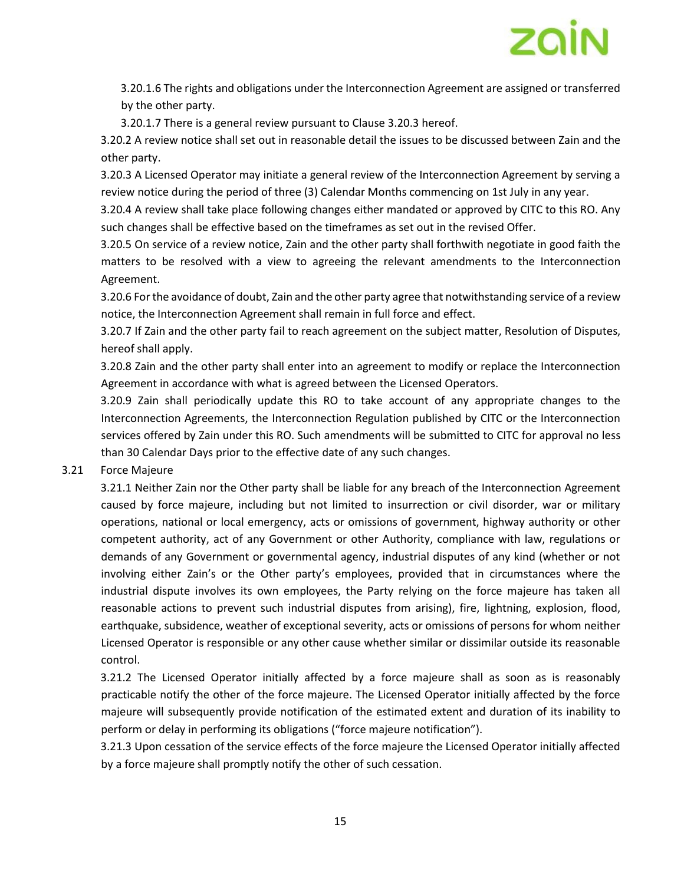3.20.1.6 The rights and obligations under the Interconnection Agreement are assigned or transferred by the other party.

3.20.1.7 There is a general review pursuant to Clause 3.20.3 hereof.

3.20.2 A review notice shall set out in reasonable detail the issues to be discussed between Zain and the other party.

3.20.3 A Licensed Operator may initiate a general review of the Interconnection Agreement by serving a review notice during the period of three (3) Calendar Months commencing on 1st July in any year.

3.20.4 A review shall take place following changes either mandated or approved by CITC to this RO. Any such changes shall be effective based on the timeframes as set out in the revised Offer.

3.20.5 On service of a review notice, Zain and the other party shall forthwith negotiate in good faith the matters to be resolved with a view to agreeing the relevant amendments to the Interconnection Agreement.

3.20.6 For the avoidance of doubt, Zain and the other party agree that notwithstanding service of a review notice, the Interconnection Agreement shall remain in full force and effect.

3.20.7 If Zain and the other party fail to reach agreement on the subject matter, Resolution of Disputes, hereof shall apply.

3.20.8 Zain and the other party shall enter into an agreement to modify or replace the Interconnection Agreement in accordance with what is agreed between the Licensed Operators.

3.20.9 Zain shall periodically update this RO to take account of any appropriate changes to the Interconnection Agreements, the Interconnection Regulation published by CITC or the Interconnection services offered by Zain under this RO. Such amendments will be submitted to CITC for approval no less than 30 Calendar Days prior to the effective date of any such changes.

3.21 Force Majeure

3.21.1 Neither Zain nor the Other party shall be liable for any breach of the Interconnection Agreement caused by force majeure, including but not limited to insurrection or civil disorder, war or military operations, national or local emergency, acts or omissions of government, highway authority or other competent authority, act of any Government or other Authority, compliance with law, regulations or demands of any Government or governmental agency, industrial disputes of any kind (whether or not involving either Zain's or the Other party's employees, provided that in circumstances where the industrial dispute involves its own employees, the Party relying on the force majeure has taken all reasonable actions to prevent such industrial disputes from arising), fire, lightning, explosion, flood, earthquake, subsidence, weather of exceptional severity, acts or omissions of persons for whom neither Licensed Operator is responsible or any other cause whether similar or dissimilar outside its reasonable control.

3.21.2 The Licensed Operator initially affected by a force majeure shall as soon as is reasonably practicable notify the other of the force majeure. The Licensed Operator initially affected by the force majeure will subsequently provide notification of the estimated extent and duration of its inability to perform or delay in performing its obligations ("force majeure notification").

3.21.3 Upon cessation of the service effects of the force majeure the Licensed Operator initially affected by a force majeure shall promptly notify the other of such cessation.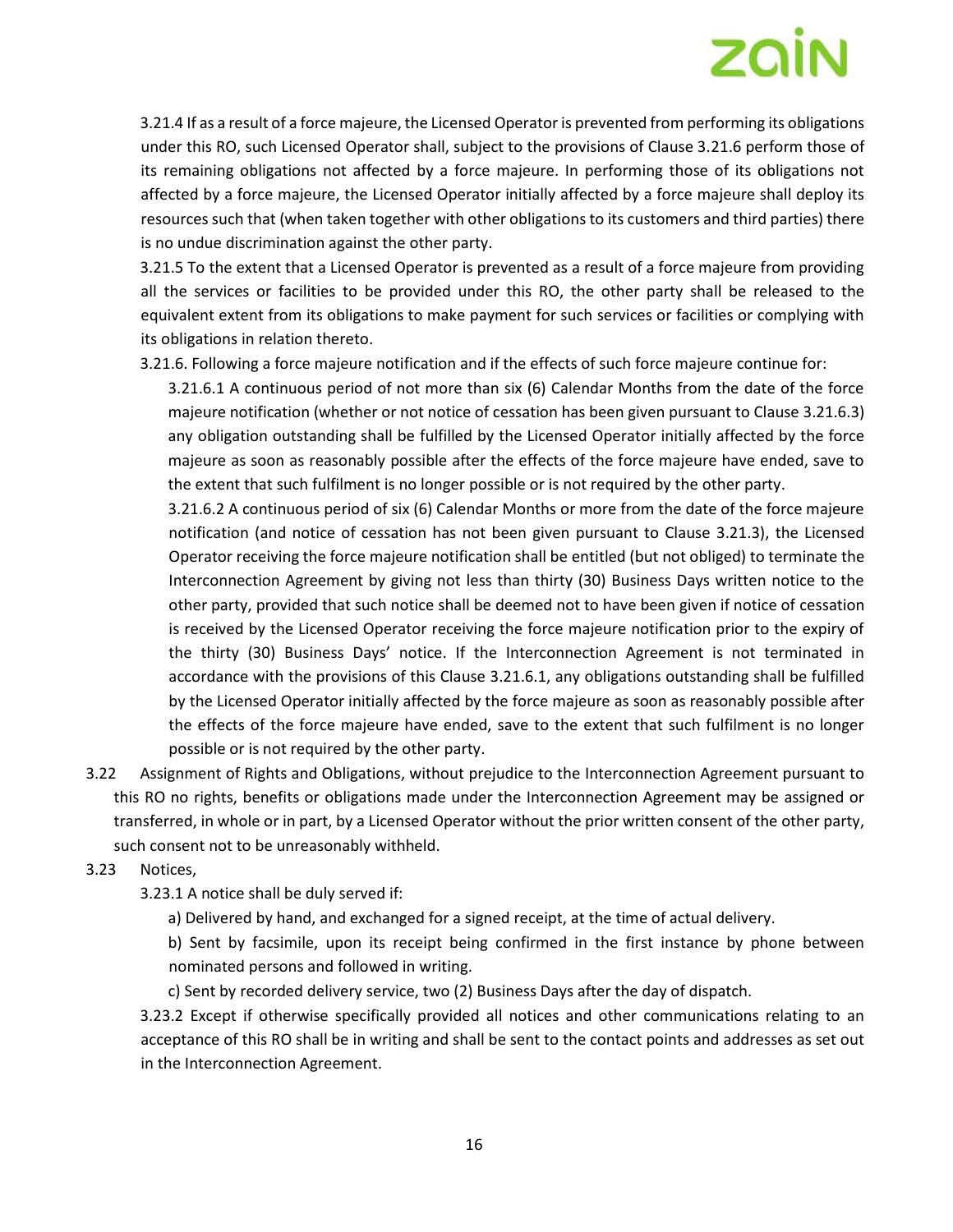3.21.4 If as a result of a force majeure, the Licensed Operator is prevented from performing its obligations under this RO, such Licensed Operator shall, subject to the provisions of Clause 3.21.6 perform those of its remaining obligations not affected by a force majeure. In performing those of its obligations not affected by a force majeure, the Licensed Operator initially affected by a force majeure shall deploy its resources such that (when taken together with other obligations to its customers and third parties) there is no undue discrimination against the other party.

3.21.5 To the extent that a Licensed Operator is prevented as a result of a force majeure from providing all the services or facilities to be provided under this RO, the other party shall be released to the equivalent extent from its obligations to make payment for such services or facilities or complying with its obligations in relation thereto.

3.21.6. Following a force majeure notification and if the effects of such force majeure continue for:

3.21.6.1 A continuous period of not more than six (6) Calendar Months from the date of the force majeure notification (whether or not notice of cessation has been given pursuant to Clause 3.21.6.3) any obligation outstanding shall be fulfilled by the Licensed Operator initially affected by the force majeure as soon as reasonably possible after the effects of the force majeure have ended, save to the extent that such fulfilment is no longer possible or is not required by the other party.

3.21.6.2 A continuous period of six (6) Calendar Months or more from the date of the force majeure notification (and notice of cessation has not been given pursuant to Clause 3.21.3), the Licensed Operator receiving the force majeure notification shall be entitled (but not obliged) to terminate the Interconnection Agreement by giving not less than thirty (30) Business Days written notice to the other party, provided that such notice shall be deemed not to have been given if notice of cessation is received by the Licensed Operator receiving the force majeure notification prior to the expiry of the thirty (30) Business Days' notice. If the Interconnection Agreement is not terminated in accordance with the provisions of this Clause 3.21.6.1, any obligations outstanding shall be fulfilled by the Licensed Operator initially affected by the force majeure as soon as reasonably possible after the effects of the force majeure have ended, save to the extent that such fulfilment is no longer possible or is not required by the other party.

3.22 Assignment of Rights and Obligations, without prejudice to the Interconnection Agreement pursuant to this RO no rights, benefits or obligations made under the Interconnection Agreement may be assigned or transferred, in whole or in part, by a Licensed Operator without the prior written consent of the other party, such consent not to be unreasonably withheld.

3.23 Notices,

3.23.1 A notice shall be duly served if:

a) Delivered by hand, and exchanged for a signed receipt, at the time of actual delivery.

b) Sent by facsimile, upon its receipt being confirmed in the first instance by phone between nominated persons and followed in writing.

c) Sent by recorded delivery service, two (2) Business Days after the day of dispatch.

3.23.2 Except if otherwise specifically provided all notices and other communications relating to an acceptance of this RO shall be in writing and shall be sent to the contact points and addresses as set out in the Interconnection Agreement.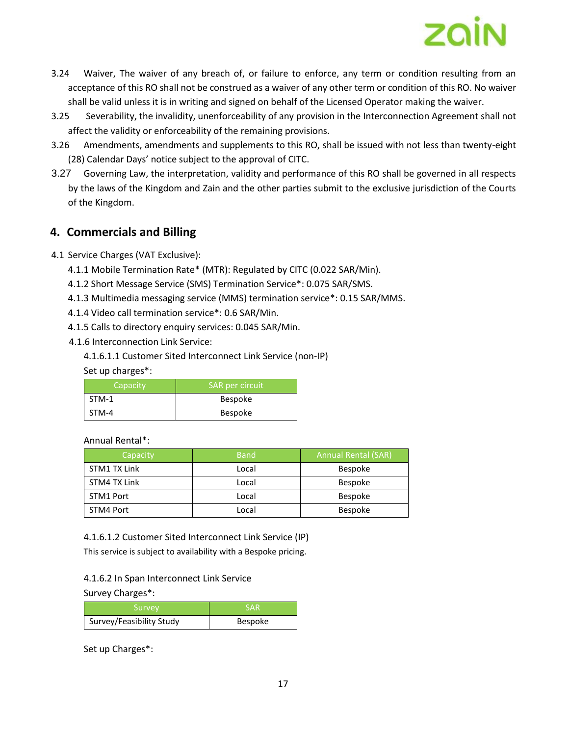3.24 Waiver, The waiver of any breach of, or failure to enforce, any term or condition resulting from an acceptance of this RO shall not be construed as a waiver of any other term or condition of this RO. No waiver shall be valid unless it is in writing and signed on behalf of the Licensed Operator making the waiver.

3.25 Severability, the invalidity, unenforceability of any provision in the Interconnection Agreement shall not affect the validity or enforceability of the remaining provisions.

3.26 Amendments, amendments and supplements to this RO, shall be issued with not less than twenty-eight (28) Calendar Days' notice subject to the approval of CITC.

3.27 Governing Law, the interpretation, validity and performance of this RO shall be governed in all respects by the laws of the Kingdom and Zain and the other parties submit to the exclusive jurisdiction of the Courts of the Kingdom.

## 4. Commercials and Billing

4.1 Service Charges (VAT Exclusive):

4.1.1 Mobile Termination Rate* (MTR): Regulated by CITC (0.022 SAR/Min).

4.1.2 Short Message Service (SMS) Termination Service*: 0.075 SAR/SMS.

4.1.3 Multimedia messaging service (MMS) termination service*: 0.15 SAR/MMS.

4.1.4 Video call termination service*: 0.6 SAR/Min.

4.1.5 Calls to directory enquiry services: 0.045 SAR/Min.

4.1.6 Interconnection Link Service:

4.1.6.1.1 Customer Sited Interconnect Link Service (non-IP)

Set up charges*:

| Capacity | SAR per circuit |
|---|---|
| STM-1 | Bespoke |
| STM-4 | Bespoke |

Annual Rental*:

| Capacity | Band | Annual Rental (SAR) |
|---|---|---|
| STM1 TX Link | Local | Bespoke |
| STM4 TX Link | Local | Bespoke |
| STM1 Port | Local | Bespoke |
| STM4 Port | Local | Bespoke |

4.1.6.1.2 Customer Sited Interconnect Link Service (IP)

This service is subject to availability with a Bespoke pricing.

4.1.6.2 In Span Interconnect Link Service

Survey Charges*:

| Survey | SAR |
|---|---|
| Survey/Feasibility Study | Bespoke |

Set up Charges*: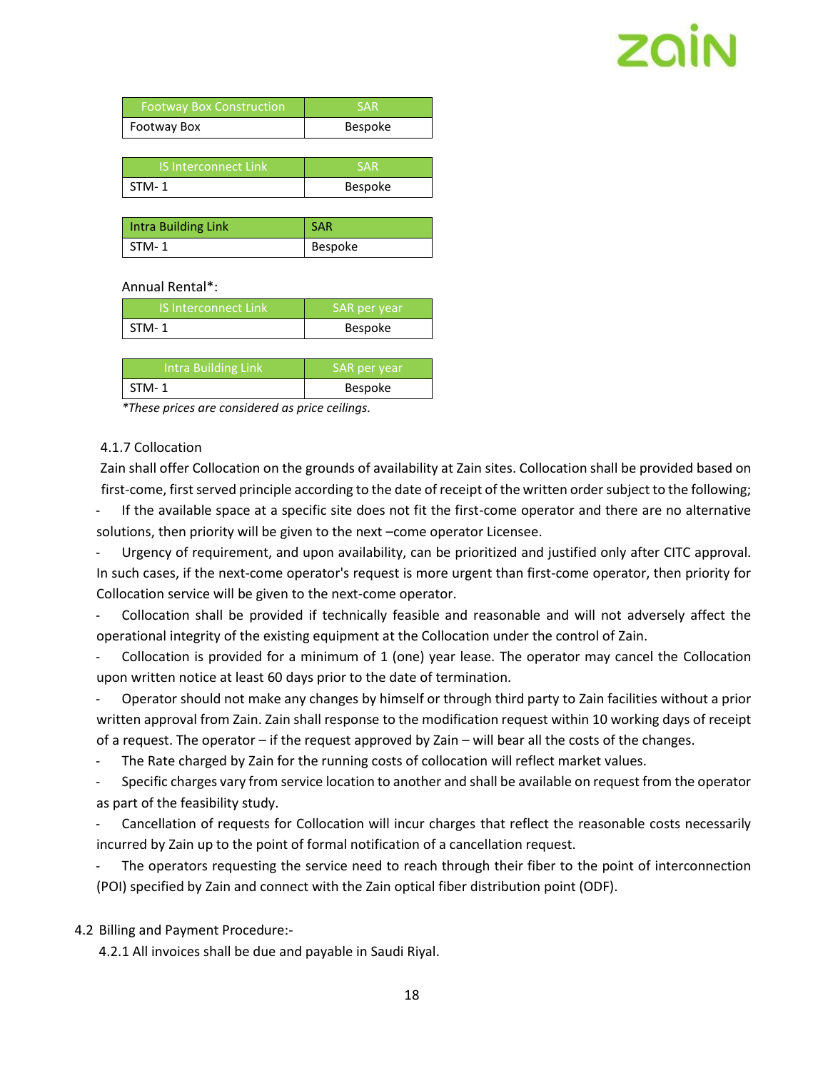| Footway Box Construction | SAR |
|---|---|
| Footway Box | Bespoke |

| IS Interconnect Link | SAR |
|---|---|
| STM- 1 | Bespoke |

| Intra Building Link | SAR |
|---|---|
| STM- 1 | Bespoke |

Annual Rental*:

| IS Interconnect Link | SAR per year |
|---|---|
| STM- 1 | Bespoke |

| Intra Building Link | SAR per year |
|---|---|
| STM- 1 | Bespoke |

*\*These prices are considered as price ceilings.*

#### 4.1.7 Collocation

Zain shall offer Collocation on the grounds of availability at Zain sites. Collocation shall be provided based on first-come, first served principle according to the date of receipt of the written order subject to the following;

- If the available space at a specific site does not fit the first-come operator and there are no alternative solutions, then priority will be given to the next –come operator Licensee.
- Urgency of requirement, and upon availability, can be prioritized and justified only after CITC approval. In such cases, if the next-come operator's request is more urgent than first-come operator, then priority for Collocation service will be given to the next-come operator.
- Collocation shall be provided if technically feasible and reasonable and will not adversely affect the operational integrity of the existing equipment at the Collocation under the control of Zain.
- Collocation is provided for a minimum of 1 (one) year lease. The operator may cancel the Collocation upon written notice at least 60 days prior to the date of termination.
- Operator should not make any changes by himself or through third party to Zain facilities without a prior written approval from Zain. Zain shall response to the modification request within 10 working days of receipt of a request. The operator – if the request approved by Zain – will bear all the costs of the changes.
- The Rate charged by Zain for the running costs of collocation will reflect market values.
- Specific charges vary from service location to another and shall be available on request from the operator as part of the feasibility study.
- Cancellation of requests for Collocation will incur charges that reflect the reasonable costs necessarily incurred by Zain up to the point of formal notification of a cancellation request.
- The operators requesting the service need to reach through their fiber to the point of interconnection (POI) specified by Zain and connect with the Zain optical fiber distribution point (ODF).

### 4.2 Billing and Payment Procedure:-

4.2.1 All invoices shall be due and payable in Saudi Riyal.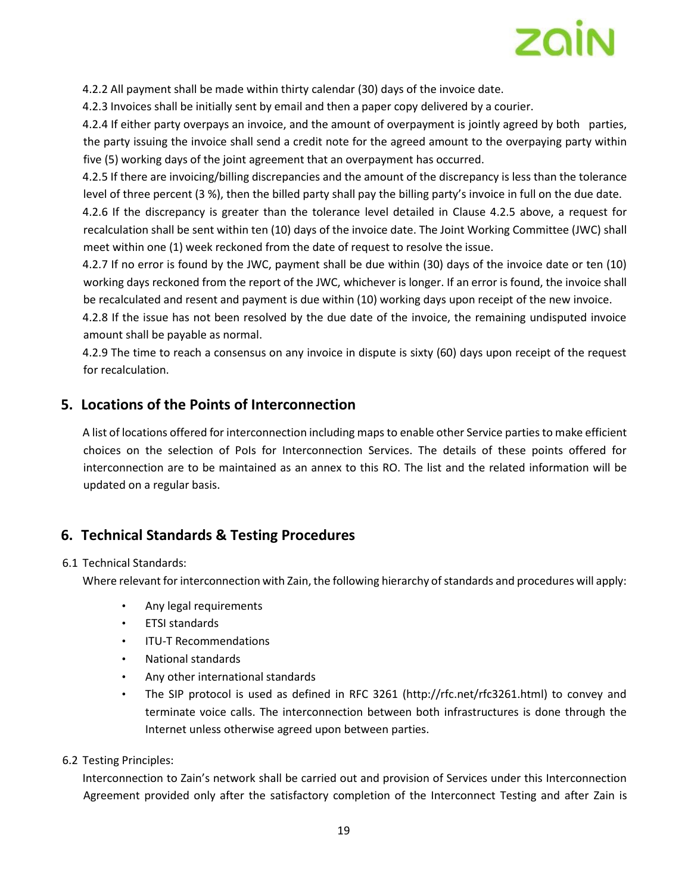4.2.2 All payment shall be made within thirty calendar (30) days of the invoice date.

4.2.3 Invoices shall be initially sent by email and then a paper copy delivered by a courier.

4.2.4 If either party overpays an invoice, and the amount of overpayment is jointly agreed by both parties, the party issuing the invoice shall send a credit note for the agreed amount to the overpaying party within five (5) working days of the joint agreement that an overpayment has occurred.

4.2.5 If there are invoicing/billing discrepancies and the amount of the discrepancy is less than the tolerance level of three percent (3 %), then the billed party shall pay the billing party's invoice in full on the due date.

4.2.6 If the discrepancy is greater than the tolerance level detailed in Clause 4.2.5 above, a request for recalculation shall be sent within ten (10) days of the invoice date. The Joint Working Committee (JWC) shall meet within one (1) week reckoned from the date of request to resolve the issue.

4.2.7 If no error is found by the JWC, payment shall be due within (30) days of the invoice date or ten (10) working days reckoned from the report of the JWC, whichever is longer. If an error is found, the invoice shall be recalculated and resent and payment is due within (10) working days upon receipt of the new invoice.

4.2.8 If the issue has not been resolved by the due date of the invoice, the remaining undisputed invoice amount shall be payable as normal.

4.2.9 The time to reach a consensus on any invoice in dispute is sixty (60) days upon receipt of the request for recalculation.

## 5. Locations of the Points of Interconnection

A list of locations offered for interconnection including maps to enable other Service parties to make efficient choices on the selection of PoIs for Interconnection Services. The details of these points offered for interconnection are to be maintained as an annex to this RO. The list and the related information will be updated on a regular basis.

## 6. Technical Standards & Testing Procedures

6.1 Technical Standards:

Where relevant for interconnection with Zain, the following hierarchy of standards and procedures will apply:

- Any legal requirements
- ETSI standards
- ITU-T Recommendations
- National standards
- Any other international standards
- The SIP protocol is used as defined in RFC 3261 (http://rfc.net/rfc3261.html) to convey and terminate voice calls. The interconnection between both infrastructures is done through the Internet unless otherwise agreed upon between parties.

6.2 Testing Principles:

Interconnection to Zain's network shall be carried out and provision of Services under this Interconnection Agreement provided only after the satisfactory completion of the Interconnect Testing and after Zain is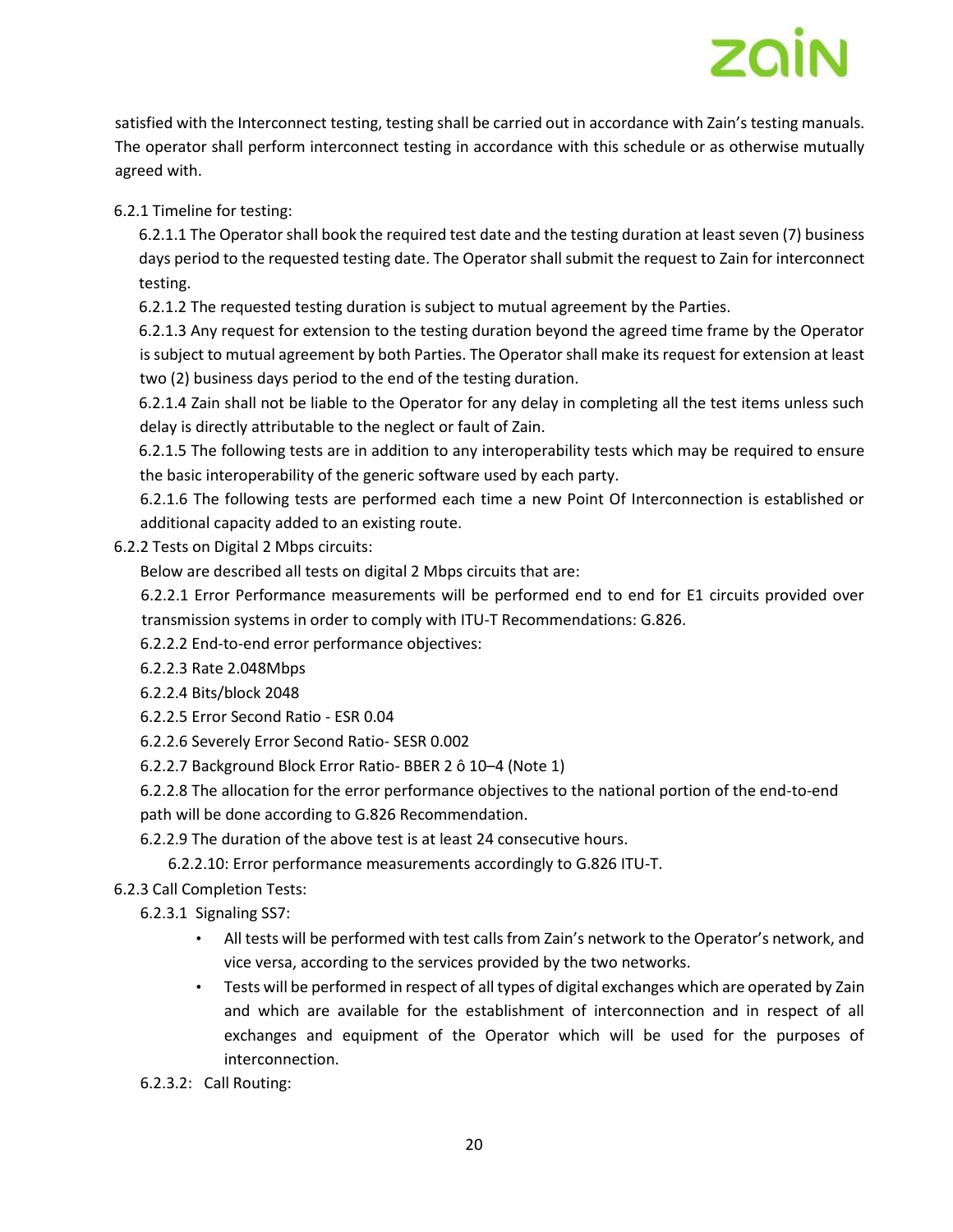satisfied with the Interconnect testing, testing shall be carried out in accordance with Zain's testing manuals. The operator shall perform interconnect testing in accordance with this schedule or as otherwise mutually agreed with.

6.2.1 Timeline for testing:

6.2.1.1 The Operator shall book the required test date and the testing duration at least seven (7) business days period to the requested testing date. The Operator shall submit the request to Zain for interconnect testing.

6.2.1.2 The requested testing duration is subject to mutual agreement by the Parties.

6.2.1.3 Any request for extension to the testing duration beyond the agreed time frame by the Operator is subject to mutual agreement by both Parties. The Operator shall make its request for extension at least two (2) business days period to the end of the testing duration.

6.2.1.4 Zain shall not be liable to the Operator for any delay in completing all the test items unless such delay is directly attributable to the neglect or fault of Zain.

6.2.1.5 The following tests are in addition to any interoperability tests which may be required to ensure the basic interoperability of the generic software used by each party.

6.2.1.6 The following tests are performed each time a new Point Of Interconnection is established or additional capacity added to an existing route.

6.2.2 Tests on Digital 2 Mbps circuits:

Below are described all tests on digital 2 Mbps circuits that are:

6.2.2.1 Error Performance measurements will be performed end to end for E1 circuits provided over transmission systems in order to comply with ITU-T Recommendations: G.826.

6.2.2.2 End-to-end error performance objectives:

6.2.2.3 Rate 2.048Mbps

6.2.2.4 Bits/block 2048

6.2.2.5 Error Second Ratio - ESR 0.04

6.2.2.6 Severely Error Second Ratio- SESR 0.002

6.2.2.7 Background Block Error Ratio- BBER 2 ô 10–4 (Note 1)

6.2.2.8 The allocation for the error performance objectives to the national portion of the end-to-end path will be done according to G.826 Recommendation.

6.2.2.9 The duration of the above test is at least 24 consecutive hours.

6.2.2.10: Error performance measurements accordingly to G.826 ITU-T.

6.2.3 Call Completion Tests:

6.2.3.1 Signaling SS7:

- All tests will be performed with test calls from Zain's network to the Operator's network, and vice versa, according to the services provided by the two networks.
- Tests will be performed in respect of all types of digital exchanges which are operated by Zain and which are available for the establishment of interconnection and in respect of all exchanges and equipment of the Operator which will be used for the purposes of interconnection.

6.2.3.2: Call Routing: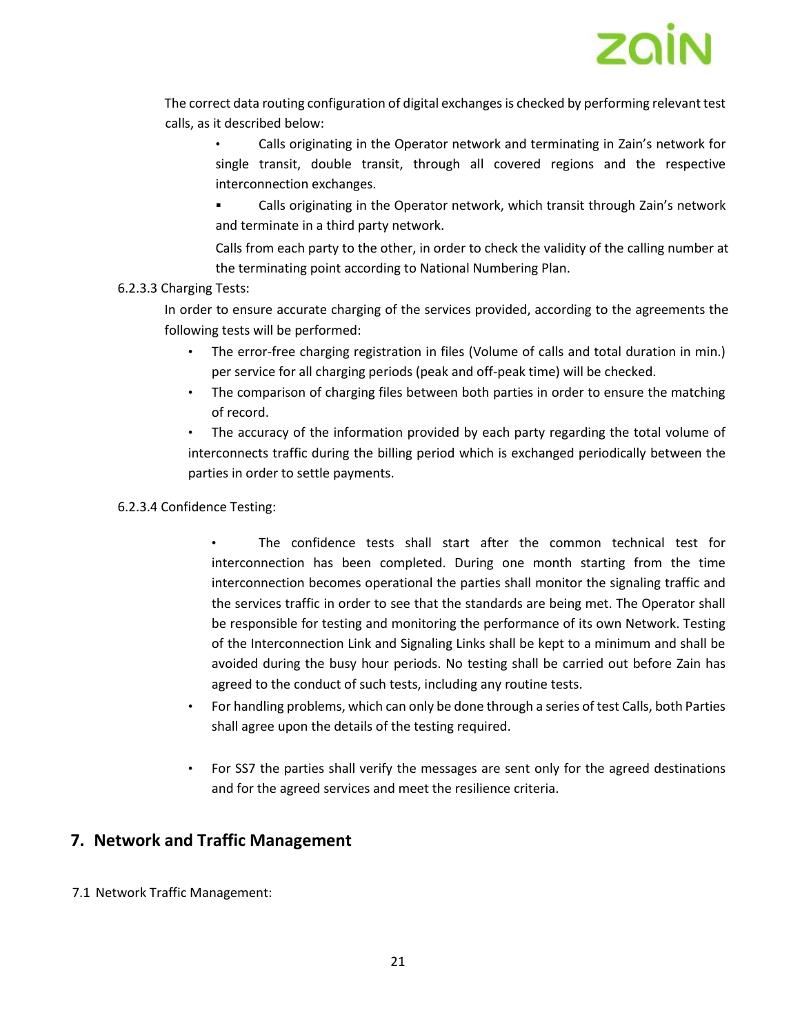The correct data routing configuration of digital exchanges is checked by performing relevant test calls, as it described below:

- Calls originating in the Operator network and terminating in Zain's network for single transit, double transit, through all covered regions and the respective interconnection exchanges.
- Calls originating in the Operator network, which transit through Zain's network and terminate in a third party network.

  Calls from each party to the other, in order to check the validity of the calling number at the terminating point according to National Numbering Plan.

6.2.3.3 Charging Tests:

In order to ensure accurate charging of the services provided, according to the agreements the following tests will be performed:

- The error-free charging registration in files (Volume of calls and total duration in min.) per service for all charging periods (peak and off-peak time) will be checked.
- The comparison of charging files between both parties in order to ensure the matching of record.
- The accuracy of the information provided by each party regarding the total volume of interconnects traffic during the billing period which is exchanged periodically between the parties in order to settle payments.

6.2.3.4 Confidence Testing:

- The confidence tests shall start after the common technical test for interconnection has been completed. During one month starting from the time interconnection becomes operational the parties shall monitor the signaling traffic and the services traffic in order to see that the standards are being met. The Operator shall be responsible for testing and monitoring the performance of its own Network. Testing of the Interconnection Link and Signaling Links shall be kept to a minimum and shall be avoided during the busy hour periods. No testing shall be carried out before Zain has agreed to the conduct of such tests, including any routine tests.
- For handling problems, which can only be done through a series of test Calls, both Parties shall agree upon the details of the testing required.
- For SS7 the parties shall verify the messages are sent only for the agreed destinations and for the agreed services and meet the resilience criteria.

## 7. Network and Traffic Management

7.1 Network Traffic Management: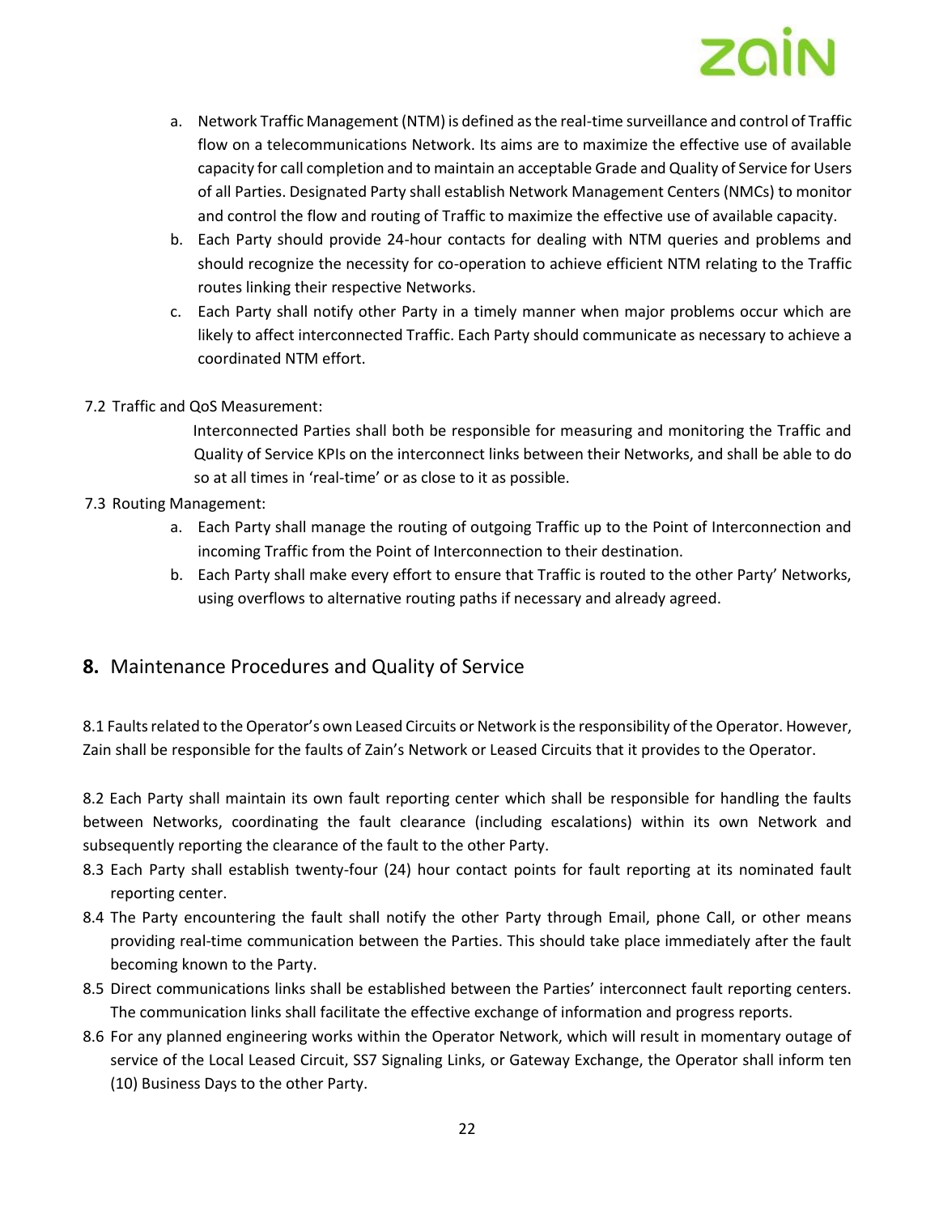a. Network Traffic Management (NTM) is defined as the real-time surveillance and control of Traffic flow on a telecommunications Network. Its aims are to maximize the effective use of available capacity for call completion and to maintain an acceptable Grade and Quality of Service for Users of all Parties. Designated Party shall establish Network Management Centers (NMCs) to monitor and control the flow and routing of Traffic to maximize the effective use of available capacity.
b. Each Party should provide 24-hour contacts for dealing with NTM queries and problems and should recognize the necessity for co-operation to achieve efficient NTM relating to the Traffic routes linking their respective Networks.
c. Each Party shall notify other Party in a timely manner when major problems occur which are likely to affect interconnected Traffic. Each Party should communicate as necessary to achieve a coordinated NTM effort.

7.2 Traffic and QoS Measurement:

Interconnected Parties shall both be responsible for measuring and monitoring the Traffic and Quality of Service KPIs on the interconnect links between their Networks, and shall be able to do so at all times in 'real-time' or as close to it as possible.

7.3 Routing Management:

a. Each Party shall manage the routing of outgoing Traffic up to the Point of Interconnection and incoming Traffic from the Point of Interconnection to their destination.
b. Each Party shall make every effort to ensure that Traffic is routed to the other Party' Networks, using overflows to alternative routing paths if necessary and already agreed.

## **8.** Maintenance Procedures and Quality of Service

8.1 Faults related to the Operator's own Leased Circuits or Network is the responsibility of the Operator. However, Zain shall be responsible for the faults of Zain's Network or Leased Circuits that it provides to the Operator.

8.2 Each Party shall maintain its own fault reporting center which shall be responsible for handling the faults between Networks, coordinating the fault clearance (including escalations) within its own Network and subsequently reporting the clearance of the fault to the other Party.

8.3 Each Party shall establish twenty-four (24) hour contact points for fault reporting at its nominated fault reporting center.

8.4 The Party encountering the fault shall notify the other Party through Email, phone Call, or other means providing real-time communication between the Parties. This should take place immediately after the fault becoming known to the Party.

8.5 Direct communications links shall be established between the Parties' interconnect fault reporting centers. The communication links shall facilitate the effective exchange of information and progress reports.

8.6 For any planned engineering works within the Operator Network, which will result in momentary outage of service of the Local Leased Circuit, SS7 Signaling Links, or Gateway Exchange, the Operator shall inform ten (10) Business Days to the other Party.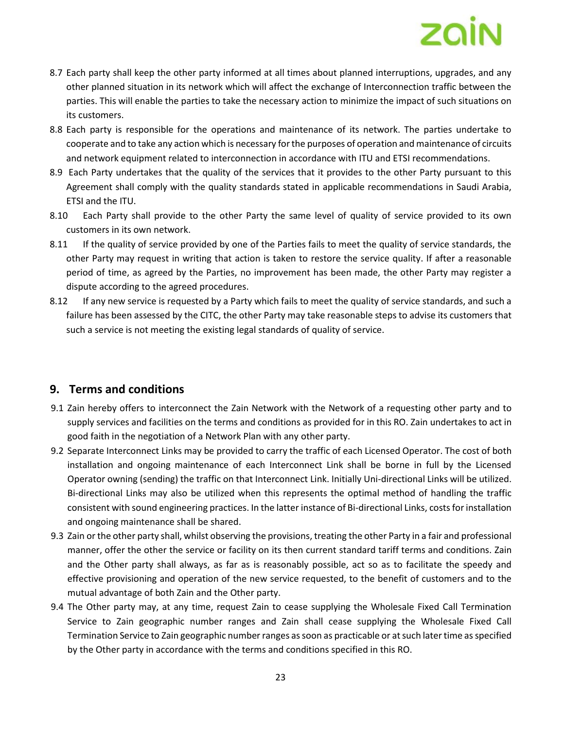8.7 Each party shall keep the other party informed at all times about planned interruptions, upgrades, and any other planned situation in its network which will affect the exchange of Interconnection traffic between the parties. This will enable the parties to take the necessary action to minimize the impact of such situations on its customers.

8.8 Each party is responsible for the operations and maintenance of its network. The parties undertake to cooperate and to take any action which is necessary for the purposes of operation and maintenance of circuits and network equipment related to interconnection in accordance with ITU and ETSI recommendations.

8.9 Each Party undertakes that the quality of the services that it provides to the other Party pursuant to this Agreement shall comply with the quality standards stated in applicable recommendations in Saudi Arabia, ETSI and the ITU.

8.10 Each Party shall provide to the other Party the same level of quality of service provided to its own customers in its own network.

8.11 If the quality of service provided by one of the Parties fails to meet the quality of service standards, the other Party may request in writing that action is taken to restore the service quality. If after a reasonable period of time, as agreed by the Parties, no improvement has been made, the other Party may register a dispute according to the agreed procedures.

8.12 If any new service is requested by a Party which fails to meet the quality of service standards, and such a failure has been assessed by the CITC, the other Party may take reasonable steps to advise its customers that such a service is not meeting the existing legal standards of quality of service.

## 9. Terms and conditions

9.1 Zain hereby offers to interconnect the Zain Network with the Network of a requesting other party and to supply services and facilities on the terms and conditions as provided for in this RO. Zain undertakes to act in good faith in the negotiation of a Network Plan with any other party.

9.2 Separate Interconnect Links may be provided to carry the traffic of each Licensed Operator. The cost of both installation and ongoing maintenance of each Interconnect Link shall be borne in full by the Licensed Operator owning (sending) the traffic on that Interconnect Link. Initially Uni-directional Links will be utilized. Bi-directional Links may also be utilized when this represents the optimal method of handling the traffic consistent with sound engineering practices. In the latter instance of Bi-directional Links, costs for installation and ongoing maintenance shall be shared.

9.3 Zain or the other party shall, whilst observing the provisions, treating the other Party in a fair and professional manner, offer the other the service or facility on its then current standard tariff terms and conditions. Zain and the Other party shall always, as far as is reasonably possible, act so as to facilitate the speedy and effective provisioning and operation of the new service requested, to the benefit of customers and to the mutual advantage of both Zain and the Other party.

9.4 The Other party may, at any time, request Zain to cease supplying the Wholesale Fixed Call Termination Service to Zain geographic number ranges and Zain shall cease supplying the Wholesale Fixed Call Termination Service to Zain geographic number ranges as soon as practicable or at such later time as specified by the Other party in accordance with the terms and conditions specified in this RO.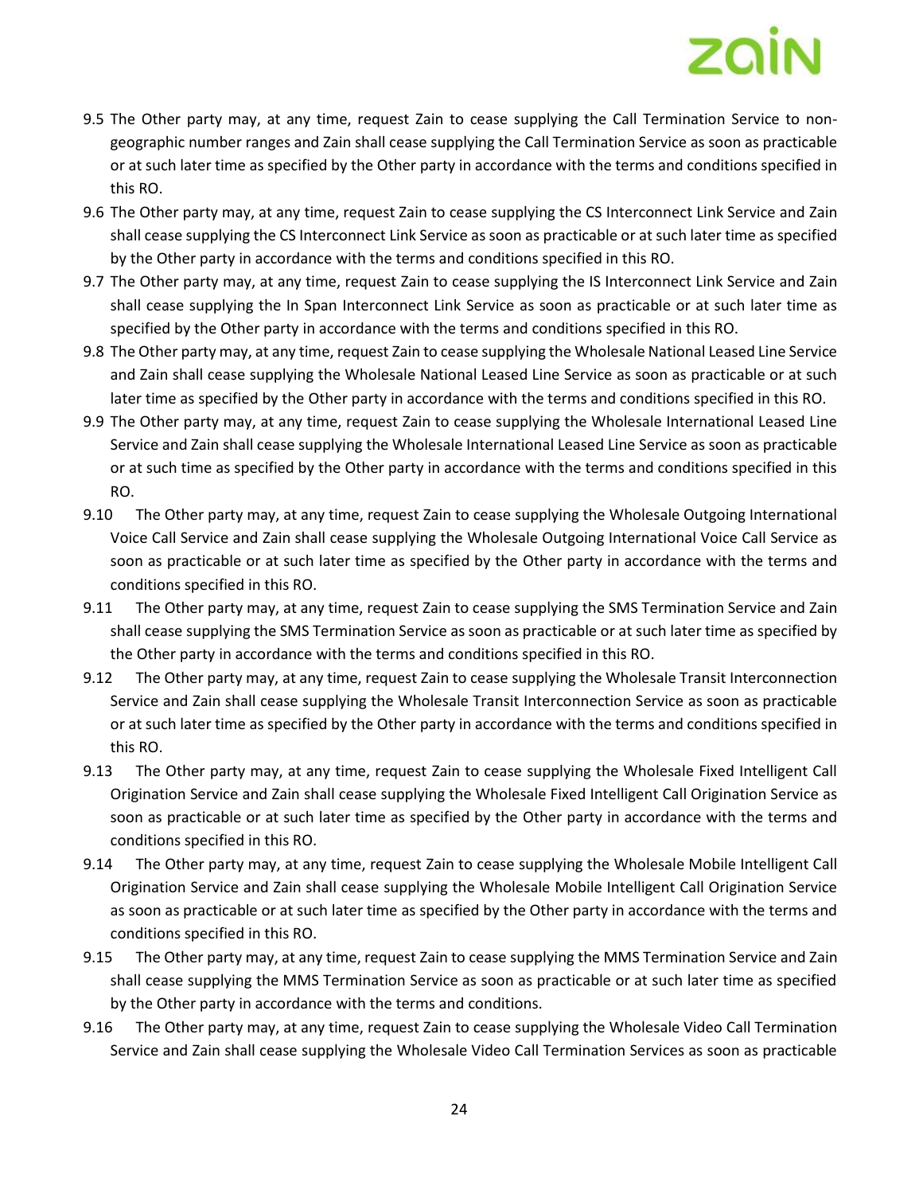9.5 The Other party may, at any time, request Zain to cease supplying the Call Termination Service to non-geographic number ranges and Zain shall cease supplying the Call Termination Service as soon as practicable or at such later time as specified by the Other party in accordance with the terms and conditions specified in this RO.

9.6 The Other party may, at any time, request Zain to cease supplying the CS Interconnect Link Service and Zain shall cease supplying the CS Interconnect Link Service as soon as practicable or at such later time as specified by the Other party in accordance with the terms and conditions specified in this RO.

9.7 The Other party may, at any time, request Zain to cease supplying the IS Interconnect Link Service and Zain shall cease supplying the In Span Interconnect Link Service as soon as practicable or at such later time as specified by the Other party in accordance with the terms and conditions specified in this RO.

9.8 The Other party may, at any time, request Zain to cease supplying the Wholesale National Leased Line Service and Zain shall cease supplying the Wholesale National Leased Line Service as soon as practicable or at such later time as specified by the Other party in accordance with the terms and conditions specified in this RO.

9.9 The Other party may, at any time, request Zain to cease supplying the Wholesale International Leased Line Service and Zain shall cease supplying the Wholesale International Leased Line Service as soon as practicable or at such time as specified by the Other party in accordance with the terms and conditions specified in this RO.

9.10 The Other party may, at any time, request Zain to cease supplying the Wholesale Outgoing International Voice Call Service and Zain shall cease supplying the Wholesale Outgoing International Voice Call Service as soon as practicable or at such later time as specified by the Other party in accordance with the terms and conditions specified in this RO.

9.11 The Other party may, at any time, request Zain to cease supplying the SMS Termination Service and Zain shall cease supplying the SMS Termination Service as soon as practicable or at such later time as specified by the Other party in accordance with the terms and conditions specified in this RO.

9.12 The Other party may, at any time, request Zain to cease supplying the Wholesale Transit Interconnection Service and Zain shall cease supplying the Wholesale Transit Interconnection Service as soon as practicable or at such later time as specified by the Other party in accordance with the terms and conditions specified in this RO.

9.13 The Other party may, at any time, request Zain to cease supplying the Wholesale Fixed Intelligent Call Origination Service and Zain shall cease supplying the Wholesale Fixed Intelligent Call Origination Service as soon as practicable or at such later time as specified by the Other party in accordance with the terms and conditions specified in this RO.

9.14 The Other party may, at any time, request Zain to cease supplying the Wholesale Mobile Intelligent Call Origination Service and Zain shall cease supplying the Wholesale Mobile Intelligent Call Origination Service as soon as practicable or at such later time as specified by the Other party in accordance with the terms and conditions specified in this RO.

9.15 The Other party may, at any time, request Zain to cease supplying the MMS Termination Service and Zain shall cease supplying the MMS Termination Service as soon as practicable or at such later time as specified by the Other party in accordance with the terms and conditions.

9.16 The Other party may, at any time, request Zain to cease supplying the Wholesale Video Call Termination Service and Zain shall cease supplying the Wholesale Video Call Termination Services as soon as practicable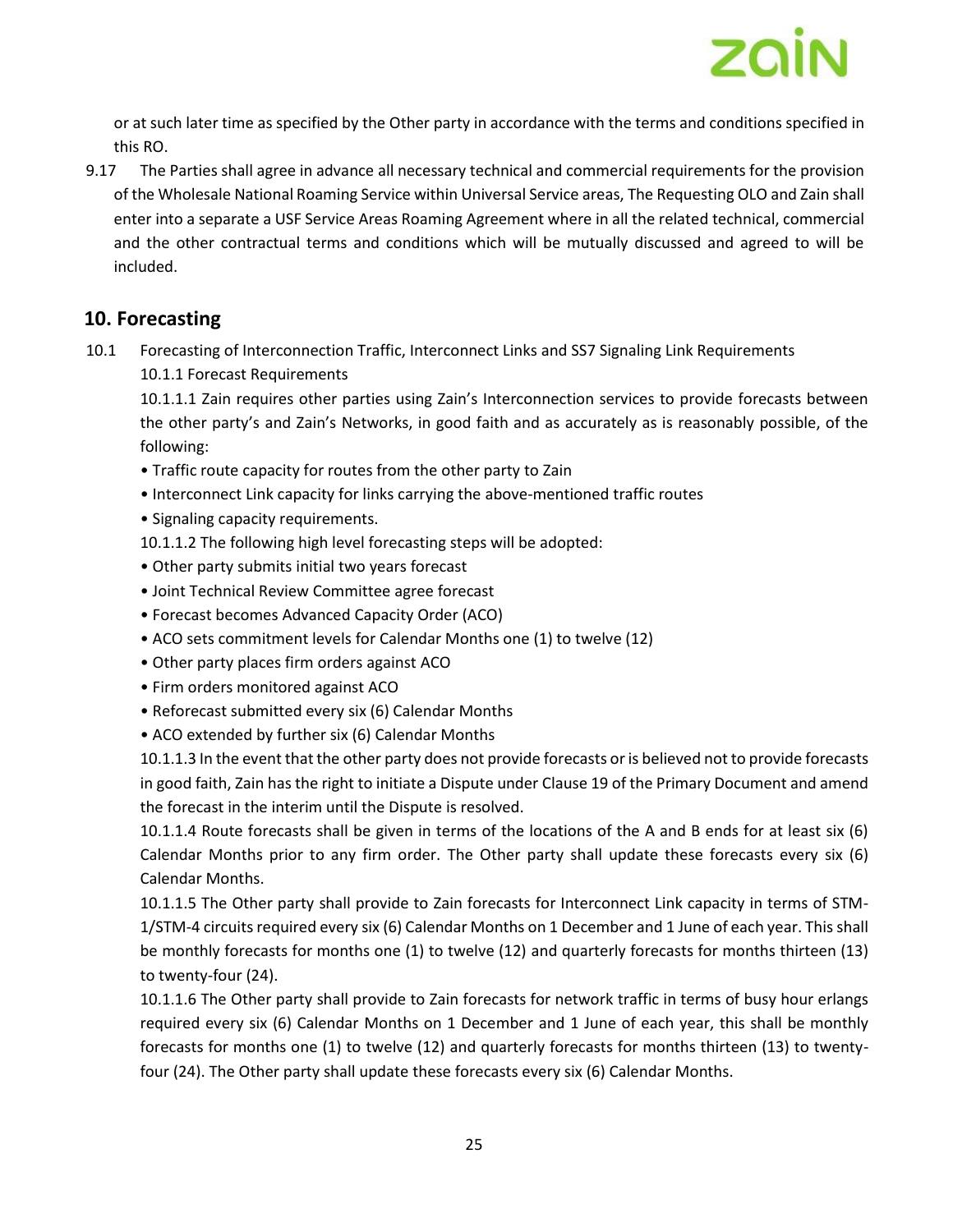or at such later time as specified by the Other party in accordance with the terms and conditions specified in this RO.

9.17 The Parties shall agree in advance all necessary technical and commercial requirements for the provision of the Wholesale National Roaming Service within Universal Service areas, The Requesting OLO and Zain shall enter into a separate a USF Service Areas Roaming Agreement where in all the related technical, commercial and the other contractual terms and conditions which will be mutually discussed and agreed to will be included.

## 10. Forecasting

10.1 Forecasting of Interconnection Traffic, Interconnect Links and SS7 Signaling Link Requirements

10.1.1 Forecast Requirements

10.1.1.1 Zain requires other parties using Zain's Interconnection services to provide forecasts between the other party's and Zain's Networks, in good faith and as accurately as is reasonably possible, of the following:

- Traffic route capacity for routes from the other party to Zain
- Interconnect Link capacity for links carrying the above-mentioned traffic routes
- Signaling capacity requirements.

10.1.1.2 The following high level forecasting steps will be adopted:

- Other party submits initial two years forecast
- Joint Technical Review Committee agree forecast
- Forecast becomes Advanced Capacity Order (ACO)
- ACO sets commitment levels for Calendar Months one (1) to twelve (12)
- Other party places firm orders against ACO
- Firm orders monitored against ACO
- Reforecast submitted every six (6) Calendar Months
- ACO extended by further six (6) Calendar Months

10.1.1.3 In the event that the other party does not provide forecasts or is believed not to provide forecasts in good faith, Zain has the right to initiate a Dispute under Clause 19 of the Primary Document and amend the forecast in the interim until the Dispute is resolved.

10.1.1.4 Route forecasts shall be given in terms of the locations of the A and B ends for at least six (6) Calendar Months prior to any firm order. The Other party shall update these forecasts every six (6) Calendar Months.

10.1.1.5 The Other party shall provide to Zain forecasts for Interconnect Link capacity in terms of STM-1/STM-4 circuits required every six (6) Calendar Months on 1 December and 1 June of each year. This shall be monthly forecasts for months one (1) to twelve (12) and quarterly forecasts for months thirteen (13) to twenty-four (24).

10.1.1.6 The Other party shall provide to Zain forecasts for network traffic in terms of busy hour erlangs required every six (6) Calendar Months on 1 December and 1 June of each year, this shall be monthly forecasts for months one (1) to twelve (12) and quarterly forecasts for months thirteen (13) to twenty-four (24). The Other party shall update these forecasts every six (6) Calendar Months.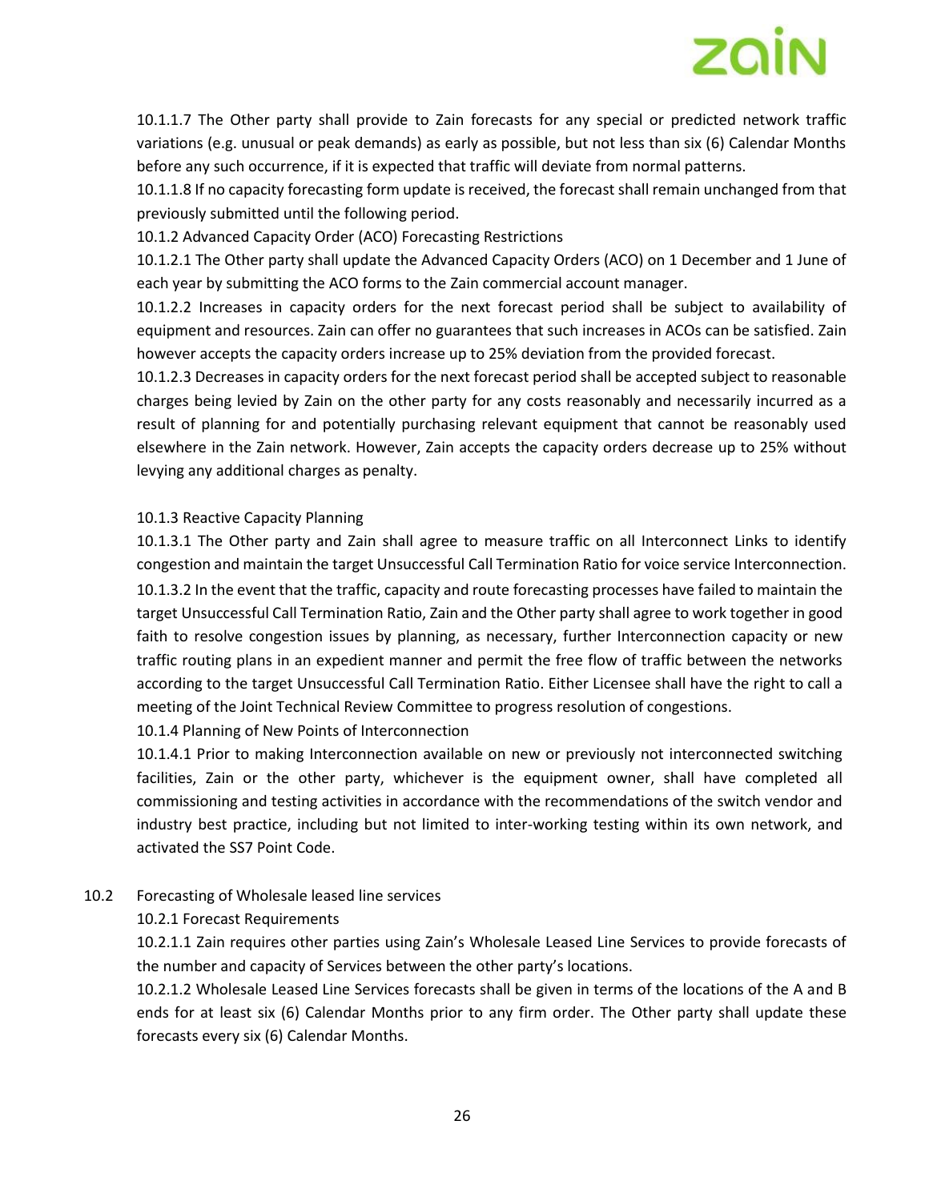10.1.1.7 The Other party shall provide to Zain forecasts for any special or predicted network traffic variations (e.g. unusual or peak demands) as early as possible, but not less than six (6) Calendar Months before any such occurrence, if it is expected that traffic will deviate from normal patterns.

10.1.1.8 If no capacity forecasting form update is received, the forecast shall remain unchanged from that previously submitted until the following period.

10.1.2 Advanced Capacity Order (ACO) Forecasting Restrictions

10.1.2.1 The Other party shall update the Advanced Capacity Orders (ACO) on 1 December and 1 June of each year by submitting the ACO forms to the Zain commercial account manager.

10.1.2.2 Increases in capacity orders for the next forecast period shall be subject to availability of equipment and resources. Zain can offer no guarantees that such increases in ACOs can be satisfied. Zain however accepts the capacity orders increase up to 25% deviation from the provided forecast.

10.1.2.3 Decreases in capacity orders for the next forecast period shall be accepted subject to reasonable charges being levied by Zain on the other party for any costs reasonably and necessarily incurred as a result of planning for and potentially purchasing relevant equipment that cannot be reasonably used elsewhere in the Zain network. However, Zain accepts the capacity orders decrease up to 25% without levying any additional charges as penalty.

10.1.3 Reactive Capacity Planning

10.1.3.1 The Other party and Zain shall agree to measure traffic on all Interconnect Links to identify congestion and maintain the target Unsuccessful Call Termination Ratio for voice service Interconnection.

10.1.3.2 In the event that the traffic, capacity and route forecasting processes have failed to maintain the target Unsuccessful Call Termination Ratio, Zain and the Other party shall agree to work together in good faith to resolve congestion issues by planning, as necessary, further Interconnection capacity or new traffic routing plans in an expedient manner and permit the free flow of traffic between the networks according to the target Unsuccessful Call Termination Ratio. Either Licensee shall have the right to call a meeting of the Joint Technical Review Committee to progress resolution of congestions.

10.1.4 Planning of New Points of Interconnection

10.1.4.1 Prior to making Interconnection available on new or previously not interconnected switching facilities, Zain or the other party, whichever is the equipment owner, shall have completed all commissioning and testing activities in accordance with the recommendations of the switch vendor and industry best practice, including but not limited to inter-working testing within its own network, and activated the SS7 Point Code.

10.2 Forecasting of Wholesale leased line services

10.2.1 Forecast Requirements

10.2.1.1 Zain requires other parties using Zain's Wholesale Leased Line Services to provide forecasts of the number and capacity of Services between the other party's locations.

10.2.1.2 Wholesale Leased Line Services forecasts shall be given in terms of the locations of the A and B ends for at least six (6) Calendar Months prior to any firm order. The Other party shall update these forecasts every six (6) Calendar Months.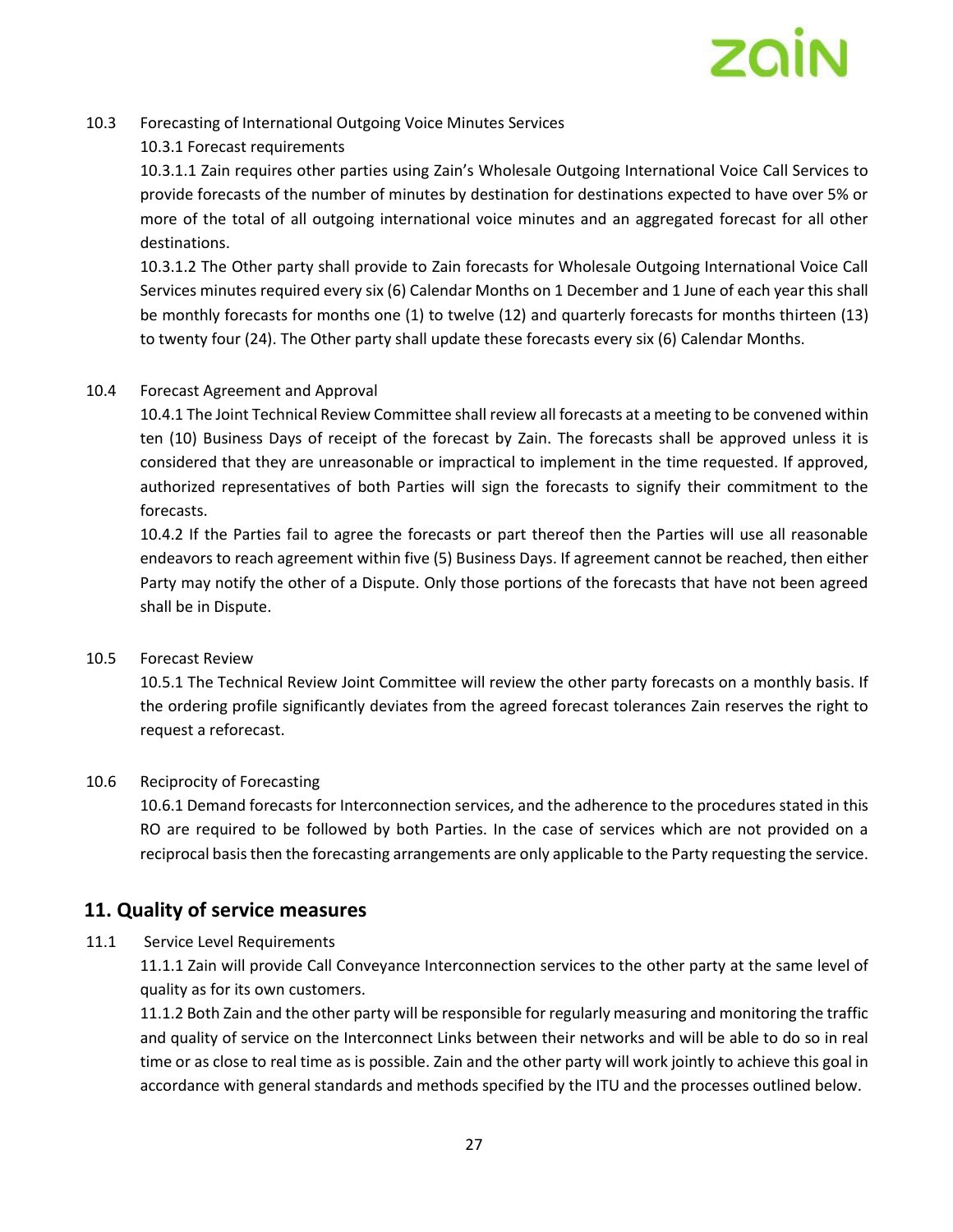10.3 Forecasting of International Outgoing Voice Minutes Services

10.3.1 Forecast requirements

10.3.1.1 Zain requires other parties using Zain's Wholesale Outgoing International Voice Call Services to provide forecasts of the number of minutes by destination for destinations expected to have over 5% or more of the total of all outgoing international voice minutes and an aggregated forecast for all other destinations.

10.3.1.2 The Other party shall provide to Zain forecasts for Wholesale Outgoing International Voice Call Services minutes required every six (6) Calendar Months on 1 December and 1 June of each year this shall be monthly forecasts for months one (1) to twelve (12) and quarterly forecasts for months thirteen (13) to twenty four (24). The Other party shall update these forecasts every six (6) Calendar Months.

10.4 Forecast Agreement and Approval

10.4.1 The Joint Technical Review Committee shall review all forecasts at a meeting to be convened within ten (10) Business Days of receipt of the forecast by Zain. The forecasts shall be approved unless it is considered that they are unreasonable or impractical to implement in the time requested. If approved, authorized representatives of both Parties will sign the forecasts to signify their commitment to the forecasts.

10.4.2 If the Parties fail to agree the forecasts or part thereof then the Parties will use all reasonable endeavors to reach agreement within five (5) Business Days. If agreement cannot be reached, then either Party may notify the other of a Dispute. Only those portions of the forecasts that have not been agreed shall be in Dispute.

10.5 Forecast Review

10.5.1 The Technical Review Joint Committee will review the other party forecasts on a monthly basis. If the ordering profile significantly deviates from the agreed forecast tolerances Zain reserves the right to request a reforecast.

10.6 Reciprocity of Forecasting

10.6.1 Demand forecasts for Interconnection services, and the adherence to the procedures stated in this RO are required to be followed by both Parties. In the case of services which are not provided on a reciprocal basis then the forecasting arrangements are only applicable to the Party requesting the service.

## 11. Quality of service measures

11.1 Service Level Requirements

11.1.1 Zain will provide Call Conveyance Interconnection services to the other party at the same level of quality as for its own customers.

11.1.2 Both Zain and the other party will be responsible for regularly measuring and monitoring the traffic and quality of service on the Interconnect Links between their networks and will be able to do so in real time or as close to real time as is possible. Zain and the other party will work jointly to achieve this goal in accordance with general standards and methods specified by the ITU and the processes outlined below.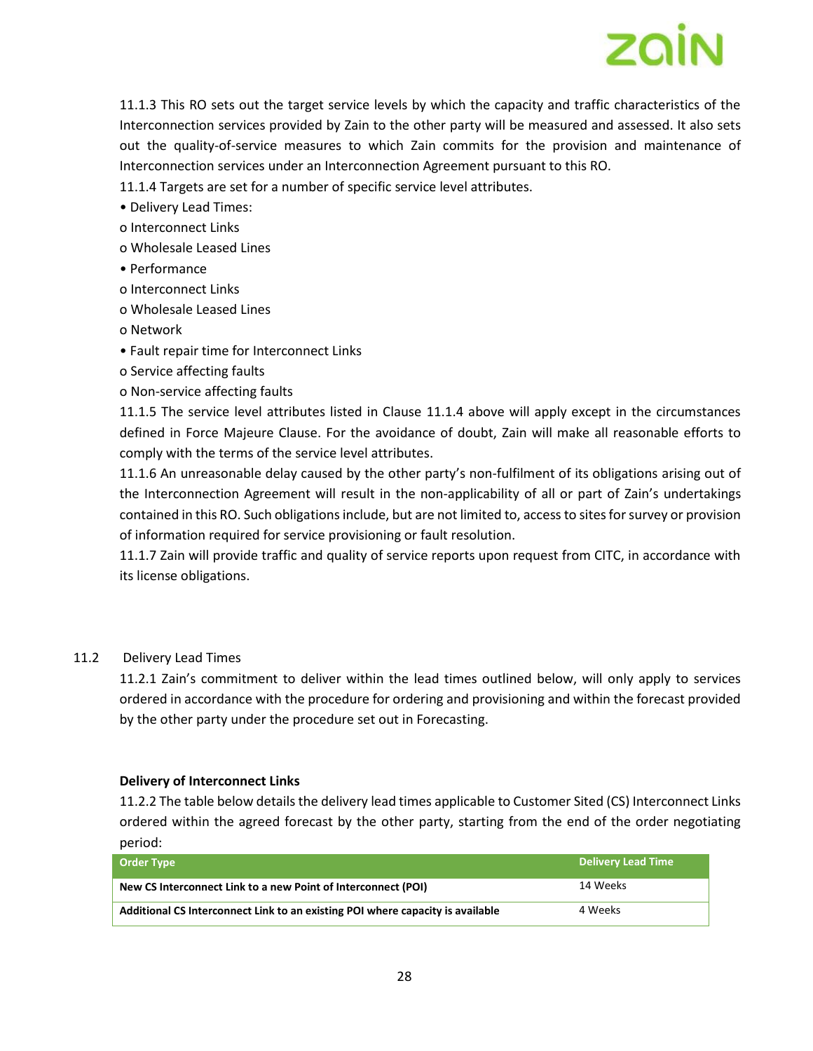11.1.3 This RO sets out the target service levels by which the capacity and traffic characteristics of the Interconnection services provided by Zain to the other party will be measured and assessed. It also sets out the quality-of-service measures to which Zain commits for the provision and maintenance of Interconnection services under an Interconnection Agreement pursuant to this RO.

11.1.4 Targets are set for a number of specific service level attributes.

- Delivery Lead Times:
  - Interconnect Links
  - Wholesale Leased Lines
- Performance
  - Interconnect Links
  - Wholesale Leased Lines
  - Network
- Fault repair time for Interconnect Links
  - Service affecting faults
  - Non-service affecting faults

11.1.5 The service level attributes listed in Clause 11.1.4 above will apply except in the circumstances defined in Force Majeure Clause. For the avoidance of doubt, Zain will make all reasonable efforts to comply with the terms of the service level attributes.

11.1.6 An unreasonable delay caused by the other party's non-fulfilment of its obligations arising out of the Interconnection Agreement will result in the non-applicability of all or part of Zain's undertakings contained in this RO. Such obligations include, but are not limited to, access to sites for survey or provision of information required for service provisioning or fault resolution.

11.1.7 Zain will provide traffic and quality of service reports upon request from CITC, in accordance with its license obligations.

## 11.2 Delivery Lead Times

11.2.1 Zain's commitment to deliver within the lead times outlined below, will only apply to services ordered in accordance with the procedure for ordering and provisioning and within the forecast provided by the other party under the procedure set out in Forecasting.

**Delivery of Interconnect Links**

11.2.2 The table below details the delivery lead times applicable to Customer Sited (CS) Interconnect Links ordered within the agreed forecast by the other party, starting from the end of the order negotiating period:

| Order Type | Delivery Lead Time |
|---|---|
| **New CS Interconnect Link to a new Point of Interconnect (POI)** | 14 Weeks |
| **Additional CS Interconnect Link to an existing POI where capacity is available** | 4 Weeks |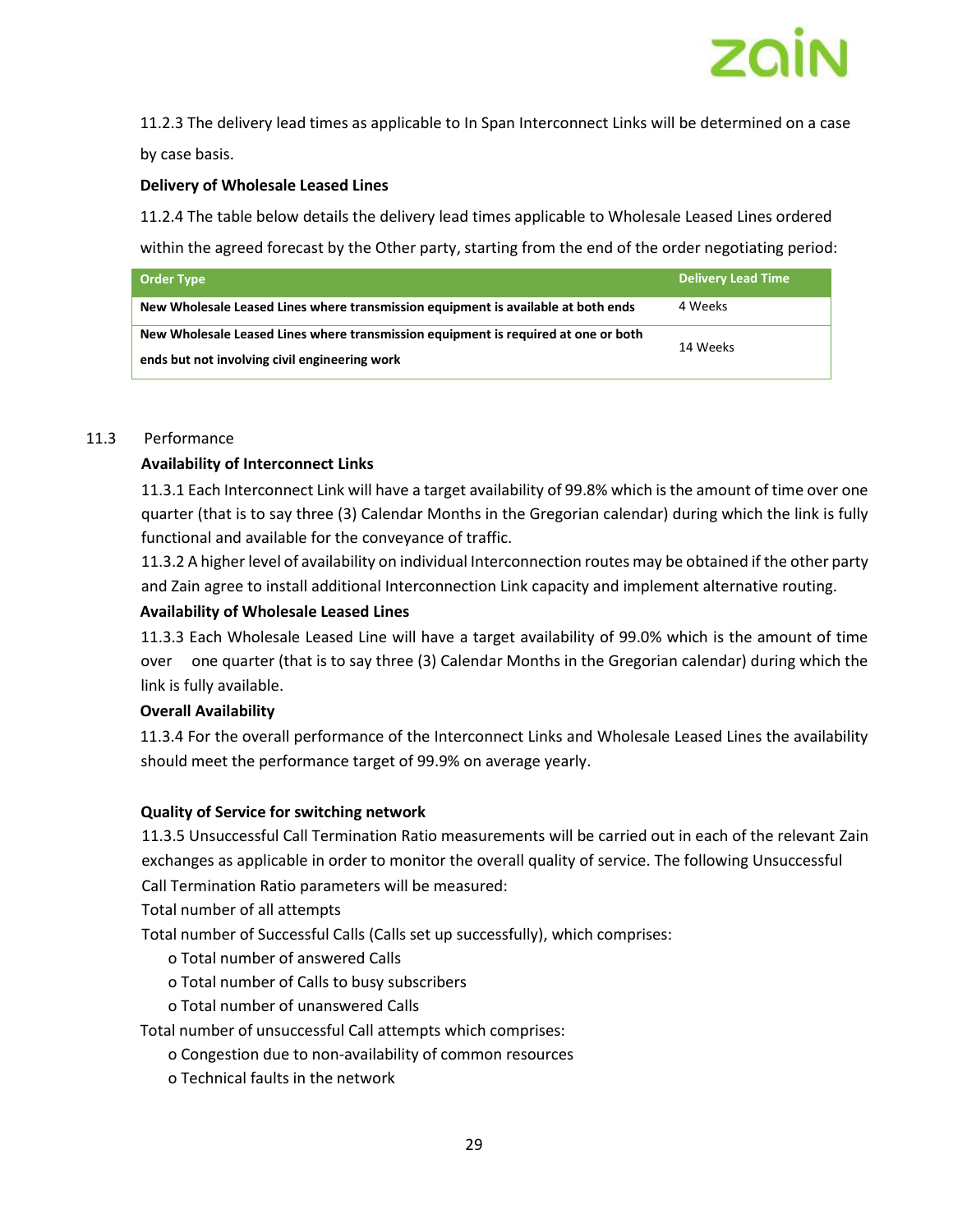11.2.3 The delivery lead times as applicable to In Span Interconnect Links will be determined on a case by case basis.

**Delivery of Wholesale Leased Lines**

11.2.4 The table below details the delivery lead times applicable to Wholesale Leased Lines ordered within the agreed forecast by the Other party, starting from the end of the order negotiating period:

| Order Type | Delivery Lead Time |
|---|---|
| **New Wholesale Leased Lines where transmission equipment is available at both ends** | 4 Weeks |
| **New Wholesale Leased Lines where transmission equipment is required at one or both ends but not involving civil engineering work** | 14 Weeks |

11.3 Performance

**Availability of Interconnect Links**

11.3.1 Each Interconnect Link will have a target availability of 99.8% which is the amount of time over one quarter (that is to say three (3) Calendar Months in the Gregorian calendar) during which the link is fully functional and available for the conveyance of traffic.

11.3.2 A higher level of availability on individual Interconnection routes may be obtained if the other party and Zain agree to install additional Interconnection Link capacity and implement alternative routing.

**Availability of Wholesale Leased Lines**

11.3.3 Each Wholesale Leased Line will have a target availability of 99.0% which is the amount of time over one quarter (that is to say three (3) Calendar Months in the Gregorian calendar) during which the link is fully available.

**Overall Availability**

11.3.4 For the overall performance of the Interconnect Links and Wholesale Leased Lines the availability should meet the performance target of 99.9% on average yearly.

**Quality of Service for switching network**

11.3.5 Unsuccessful Call Termination Ratio measurements will be carried out in each of the relevant Zain exchanges as applicable in order to monitor the overall quality of service. The following Unsuccessful Call Termination Ratio parameters will be measured:

Total number of all attempts

Total number of Successful Calls (Calls set up successfully), which comprises:

- o Total number of answered Calls
- o Total number of Calls to busy subscribers
- o Total number of unanswered Calls

Total number of unsuccessful Call attempts which comprises:

- o Congestion due to non-availability of common resources
- o Technical faults in the network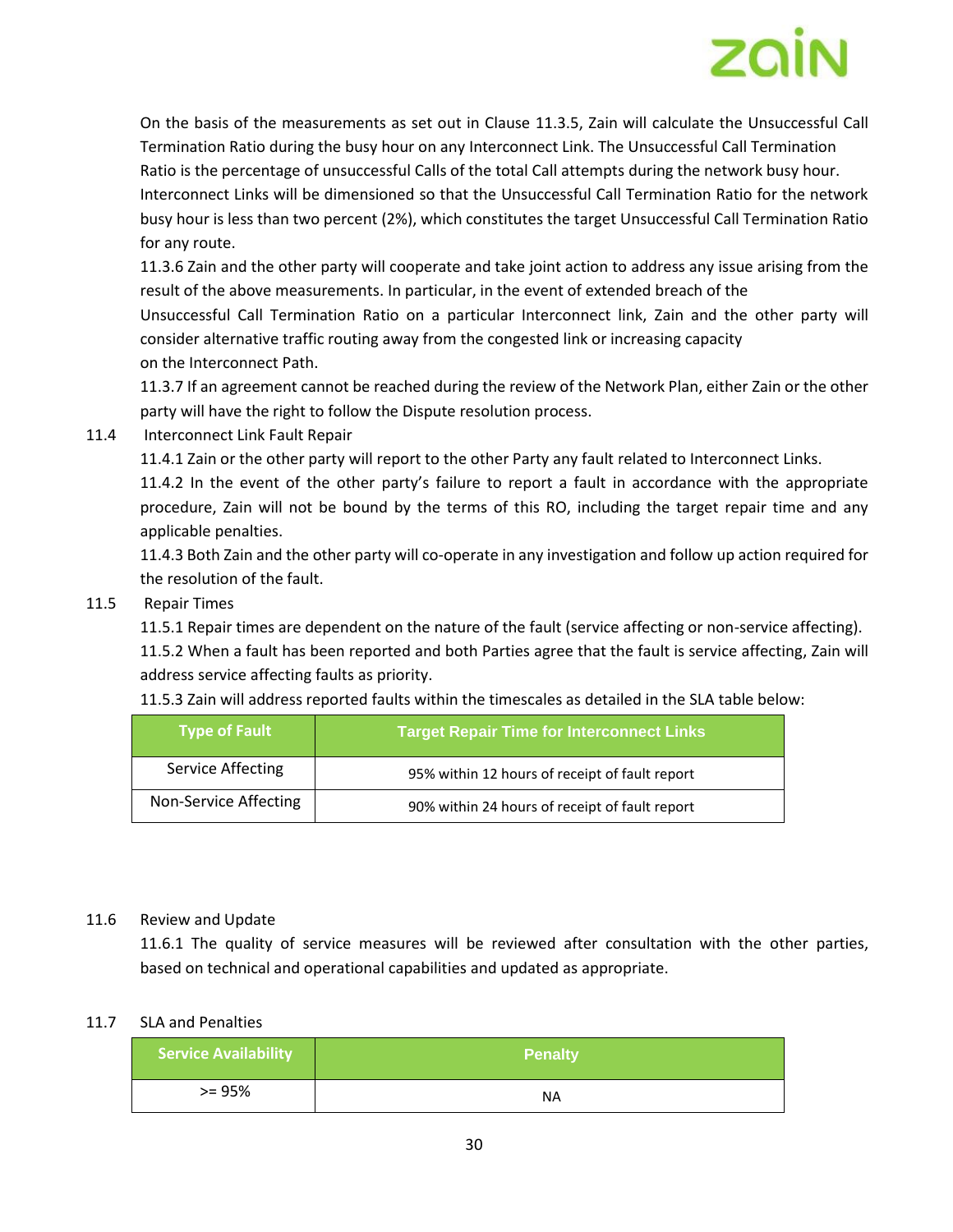On the basis of the measurements as set out in Clause 11.3.5, Zain will calculate the Unsuccessful Call Termination Ratio during the busy hour on any Interconnect Link. The Unsuccessful Call Termination Ratio is the percentage of unsuccessful Calls of the total Call attempts during the network busy hour. Interconnect Links will be dimensioned so that the Unsuccessful Call Termination Ratio for the network busy hour is less than two percent (2%), which constitutes the target Unsuccessful Call Termination Ratio for any route.

11.3.6 Zain and the other party will cooperate and take joint action to address any issue arising from the result of the above measurements. In particular, in the event of extended breach of the Unsuccessful Call Termination Ratio on a particular Interconnect link, Zain and the other party will consider alternative traffic routing away from the congested link or increasing capacity on the Interconnect Path.

11.3.7 If an agreement cannot be reached during the review of the Network Plan, either Zain or the other party will have the right to follow the Dispute resolution process.

11.4 Interconnect Link Fault Repair

11.4.1 Zain or the other party will report to the other Party any fault related to Interconnect Links.

11.4.2 In the event of the other party's failure to report a fault in accordance with the appropriate procedure, Zain will not be bound by the terms of this RO, including the target repair time and any applicable penalties.

11.4.3 Both Zain and the other party will co-operate in any investigation and follow up action required for the resolution of the fault.

11.5 Repair Times

11.5.1 Repair times are dependent on the nature of the fault (service affecting or non-service affecting).

11.5.2 When a fault has been reported and both Parties agree that the fault is service affecting, Zain will address service affecting faults as priority.

11.5.3 Zain will address reported faults within the timescales as detailed in the SLA table below:

| Type of Fault | Target Repair Time for Interconnect Links |
|---|---|
| Service Affecting | 95% within 12 hours of receipt of fault report |
| Non-Service Affecting | 90% within 24 hours of receipt of fault report |

11.6 Review and Update

11.6.1 The quality of service measures will be reviewed after consultation with the other parties, based on technical and operational capabilities and updated as appropriate.

11.7 SLA and Penalties

| Service Availability | Penalty |
|---|---|
| >= 95% | NA |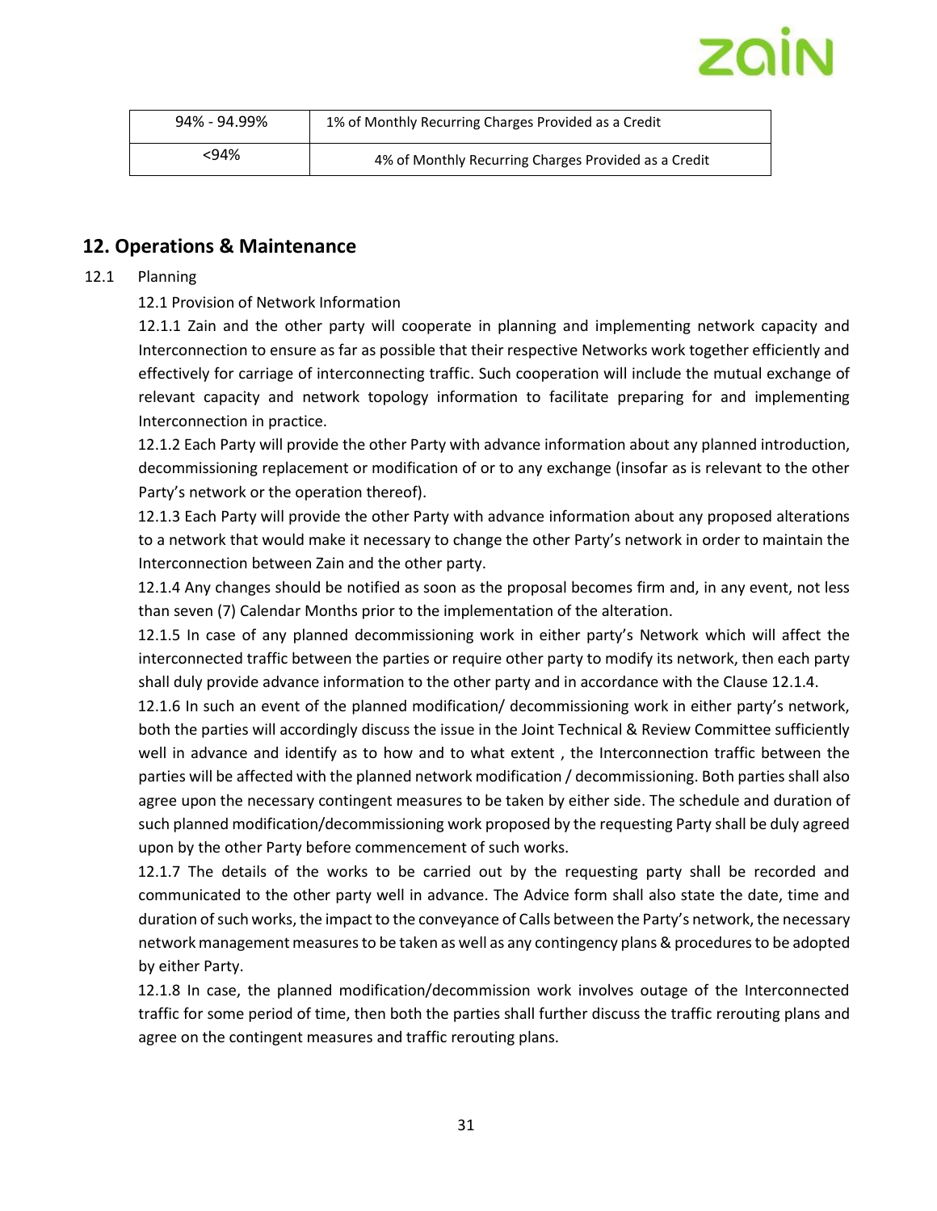| 94% - 94.99% | 1% of Monthly Recurring Charges Provided as a Credit |
|---|---|
| <94% | 4% of Monthly Recurring Charges Provided as a Credit |

## 12. Operations & Maintenance

12.1 Planning

12.1 Provision of Network Information

12.1.1 Zain and the other party will cooperate in planning and implementing network capacity and Interconnection to ensure as far as possible that their respective Networks work together efficiently and effectively for carriage of interconnecting traffic. Such cooperation will include the mutual exchange of relevant capacity and network topology information to facilitate preparing for and implementing Interconnection in practice.

12.1.2 Each Party will provide the other Party with advance information about any planned introduction, decommissioning replacement or modification of or to any exchange (insofar as is relevant to the other Party's network or the operation thereof).

12.1.3 Each Party will provide the other Party with advance information about any proposed alterations to a network that would make it necessary to change the other Party's network in order to maintain the Interconnection between Zain and the other party.

12.1.4 Any changes should be notified as soon as the proposal becomes firm and, in any event, not less than seven (7) Calendar Months prior to the implementation of the alteration.

12.1.5 In case of any planned decommissioning work in either party's Network which will affect the interconnected traffic between the parties or require other party to modify its network, then each party shall duly provide advance information to the other party and in accordance with the Clause 12.1.4.

12.1.6 In such an event of the planned modification/ decommissioning work in either party's network, both the parties will accordingly discuss the issue in the Joint Technical & Review Committee sufficiently well in advance and identify as to how and to what extent , the Interconnection traffic between the parties will be affected with the planned network modification / decommissioning. Both parties shall also agree upon the necessary contingent measures to be taken by either side. The schedule and duration of such planned modification/decommissioning work proposed by the requesting Party shall be duly agreed upon by the other Party before commencement of such works.

12.1.7 The details of the works to be carried out by the requesting party shall be recorded and communicated to the other party well in advance. The Advice form shall also state the date, time and duration of such works, the impact to the conveyance of Calls between the Party's network, the necessary network management measures to be taken as well as any contingency plans & procedures to be adopted by either Party.

12.1.8 In case, the planned modification/decommission work involves outage of the Interconnected traffic for some period of time, then both the parties shall further discuss the traffic rerouting plans and agree on the contingent measures and traffic rerouting plans.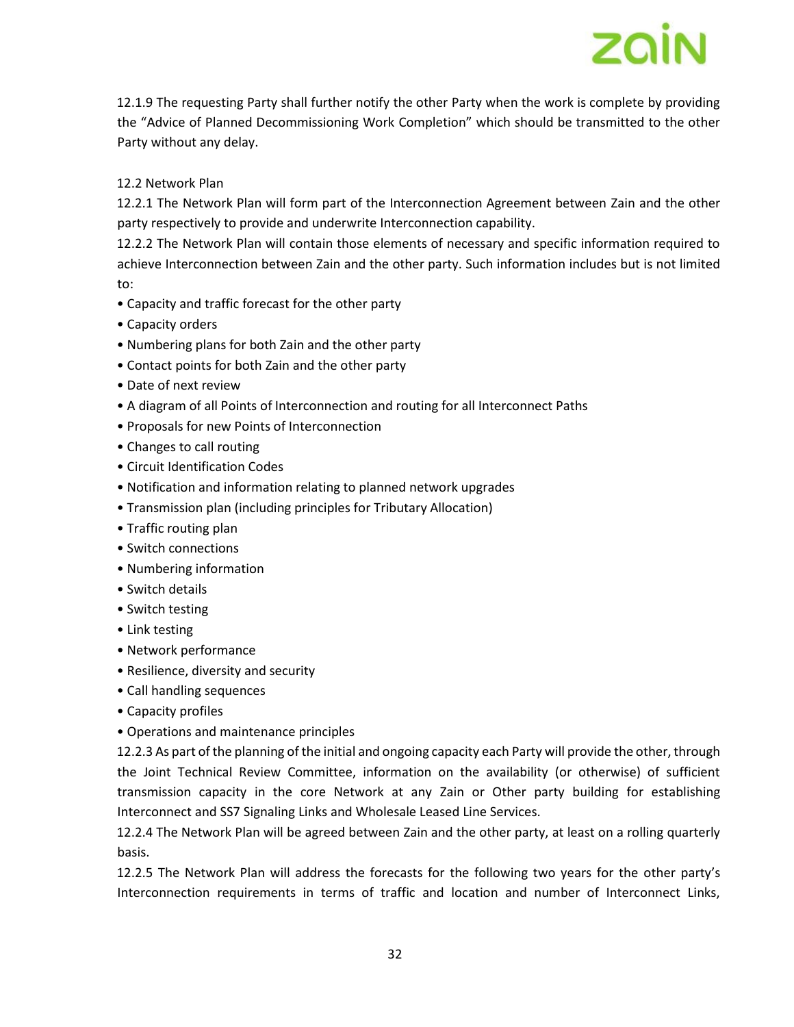12.1.9 The requesting Party shall further notify the other Party when the work is complete by providing the "Advice of Planned Decommissioning Work Completion" which should be transmitted to the other Party without any delay.

12.2 Network Plan

12.2.1 The Network Plan will form part of the Interconnection Agreement between Zain and the other party respectively to provide and underwrite Interconnection capability.

12.2.2 The Network Plan will contain those elements of necessary and specific information required to achieve Interconnection between Zain and the other party. Such information includes but is not limited to:

- Capacity and traffic forecast for the other party
- Capacity orders
- Numbering plans for both Zain and the other party
- Contact points for both Zain and the other party
- Date of next review
- A diagram of all Points of Interconnection and routing for all Interconnect Paths
- Proposals for new Points of Interconnection
- Changes to call routing
- Circuit Identification Codes
- Notification and information relating to planned network upgrades
- Transmission plan (including principles for Tributary Allocation)
- Traffic routing plan
- Switch connections
- Numbering information
- Switch details
- Switch testing
- Link testing
- Network performance
- Resilience, diversity and security
- Call handling sequences
- Capacity profiles
- Operations and maintenance principles

12.2.3 As part of the planning of the initial and ongoing capacity each Party will provide the other, through the Joint Technical Review Committee, information on the availability (or otherwise) of sufficient transmission capacity in the core Network at any Zain or Other party building for establishing Interconnect and SS7 Signaling Links and Wholesale Leased Line Services.

12.2.4 The Network Plan will be agreed between Zain and the other party, at least on a rolling quarterly basis.

12.2.5 The Network Plan will address the forecasts for the following two years for the other party's Interconnection requirements in terms of traffic and location and number of Interconnect Links,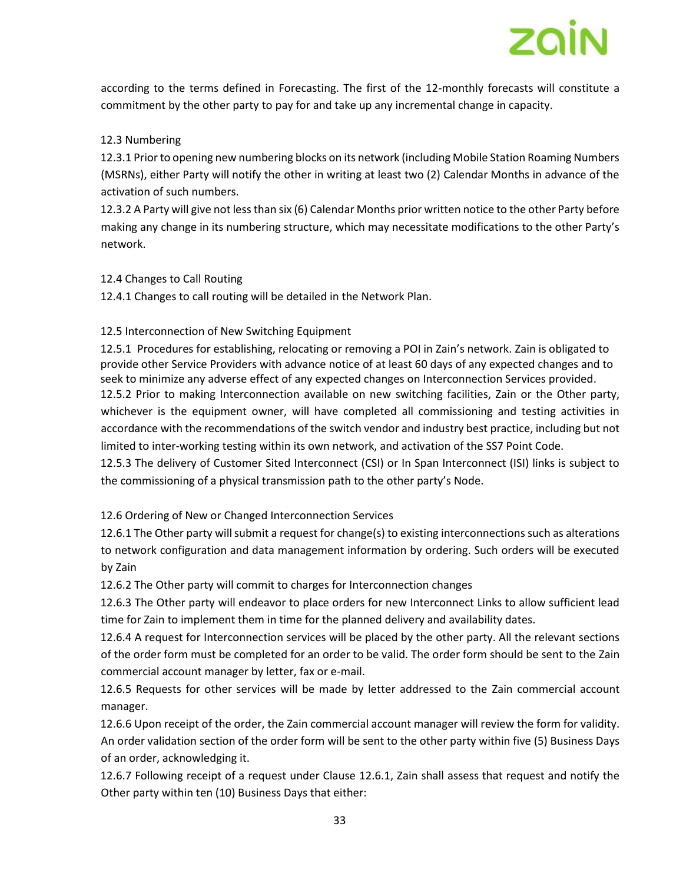according to the terms defined in Forecasting. The first of the 12-monthly forecasts will constitute a commitment by the other party to pay for and take up any incremental change in capacity.

12.3 Numbering

12.3.1 Prior to opening new numbering blocks on its network (including Mobile Station Roaming Numbers (MSRNs), either Party will notify the other in writing at least two (2) Calendar Months in advance of the activation of such numbers.

12.3.2 A Party will give not less than six (6) Calendar Months prior written notice to the other Party before making any change in its numbering structure, which may necessitate modifications to the other Party's network.

12.4 Changes to Call Routing

12.4.1 Changes to call routing will be detailed in the Network Plan.

12.5 Interconnection of New Switching Equipment

12.5.1 Procedures for establishing, relocating or removing a POI in Zain's network. Zain is obligated to provide other Service Providers with advance notice of at least 60 days of any expected changes and to seek to minimize any adverse effect of any expected changes on Interconnection Services provided.

12.5.2 Prior to making Interconnection available on new switching facilities, Zain or the Other party, whichever is the equipment owner, will have completed all commissioning and testing activities in accordance with the recommendations of the switch vendor and industry best practice, including but not limited to inter-working testing within its own network, and activation of the SS7 Point Code.

12.5.3 The delivery of Customer Sited Interconnect (CSI) or In Span Interconnect (ISI) links is subject to the commissioning of a physical transmission path to the other party's Node.

12.6 Ordering of New or Changed Interconnection Services

12.6.1 The Other party will submit a request for change(s) to existing interconnections such as alterations to network configuration and data management information by ordering. Such orders will be executed by Zain

12.6.2 The Other party will commit to charges for Interconnection changes

12.6.3 The Other party will endeavor to place orders for new Interconnect Links to allow sufficient lead time for Zain to implement them in time for the planned delivery and availability dates.

12.6.4 A request for Interconnection services will be placed by the other party. All the relevant sections of the order form must be completed for an order to be valid. The order form should be sent to the Zain commercial account manager by letter, fax or e-mail.

12.6.5 Requests for other services will be made by letter addressed to the Zain commercial account manager.

12.6.6 Upon receipt of the order, the Zain commercial account manager will review the form for validity. An order validation section of the order form will be sent to the other party within five (5) Business Days of an order, acknowledging it.

12.6.7 Following receipt of a request under Clause 12.6.1, Zain shall assess that request and notify the Other party within ten (10) Business Days that either: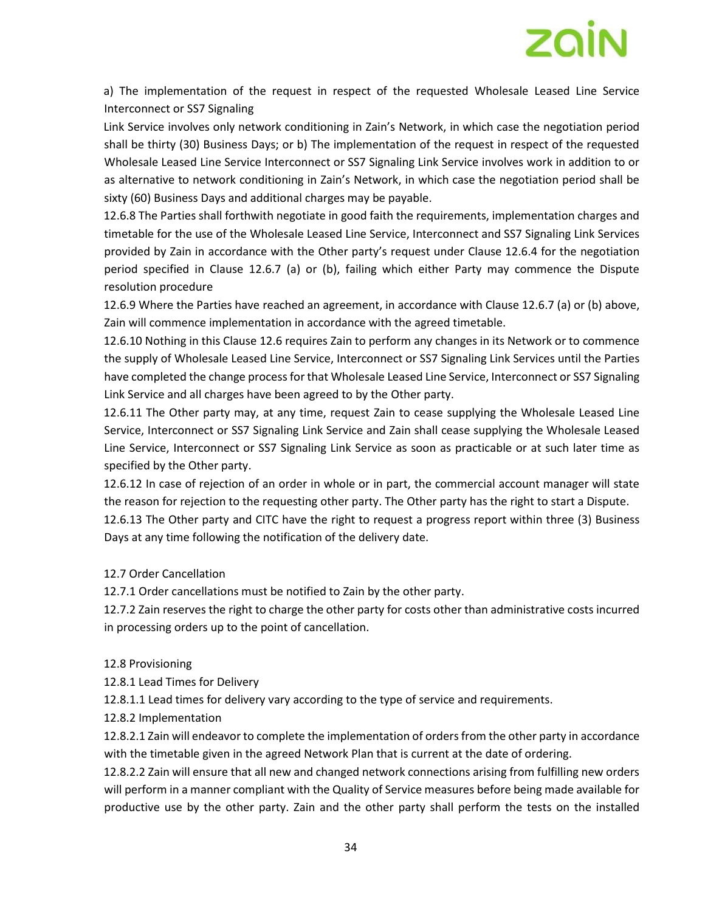a) The implementation of the request in respect of the requested Wholesale Leased Line Service Interconnect or SS7 Signaling

Link Service involves only network conditioning in Zain's Network, in which case the negotiation period shall be thirty (30) Business Days; or b) The implementation of the request in respect of the requested Wholesale Leased Line Service Interconnect or SS7 Signaling Link Service involves work in addition to or as alternative to network conditioning in Zain's Network, in which case the negotiation period shall be sixty (60) Business Days and additional charges may be payable.

12.6.8 The Parties shall forthwith negotiate in good faith the requirements, implementation charges and timetable for the use of the Wholesale Leased Line Service, Interconnect and SS7 Signaling Link Services provided by Zain in accordance with the Other party's request under Clause 12.6.4 for the negotiation period specified in Clause 12.6.7 (a) or (b), failing which either Party may commence the Dispute resolution procedure

12.6.9 Where the Parties have reached an agreement, in accordance with Clause 12.6.7 (a) or (b) above, Zain will commence implementation in accordance with the agreed timetable.

12.6.10 Nothing in this Clause 12.6 requires Zain to perform any changes in its Network or to commence the supply of Wholesale Leased Line Service, Interconnect or SS7 Signaling Link Services until the Parties have completed the change process for that Wholesale Leased Line Service, Interconnect or SS7 Signaling Link Service and all charges have been agreed to by the Other party.

12.6.11 The Other party may, at any time, request Zain to cease supplying the Wholesale Leased Line Service, Interconnect or SS7 Signaling Link Service and Zain shall cease supplying the Wholesale Leased Line Service, Interconnect or SS7 Signaling Link Service as soon as practicable or at such later time as specified by the Other party.

12.6.12 In case of rejection of an order in whole or in part, the commercial account manager will state the reason for rejection to the requesting other party. The Other party has the right to start a Dispute.

12.6.13 The Other party and CITC have the right to request a progress report within three (3) Business Days at any time following the notification of the delivery date.

12.7 Order Cancellation

12.7.1 Order cancellations must be notified to Zain by the other party.

12.7.2 Zain reserves the right to charge the other party for costs other than administrative costs incurred in processing orders up to the point of cancellation.

12.8 Provisioning

12.8.1 Lead Times for Delivery

12.8.1.1 Lead times for delivery vary according to the type of service and requirements.

12.8.2 Implementation

12.8.2.1 Zain will endeavor to complete the implementation of orders from the other party in accordance with the timetable given in the agreed Network Plan that is current at the date of ordering.

12.8.2.2 Zain will ensure that all new and changed network connections arising from fulfilling new orders will perform in a manner compliant with the Quality of Service measures before being made available for productive use by the other party. Zain and the other party shall perform the tests on the installed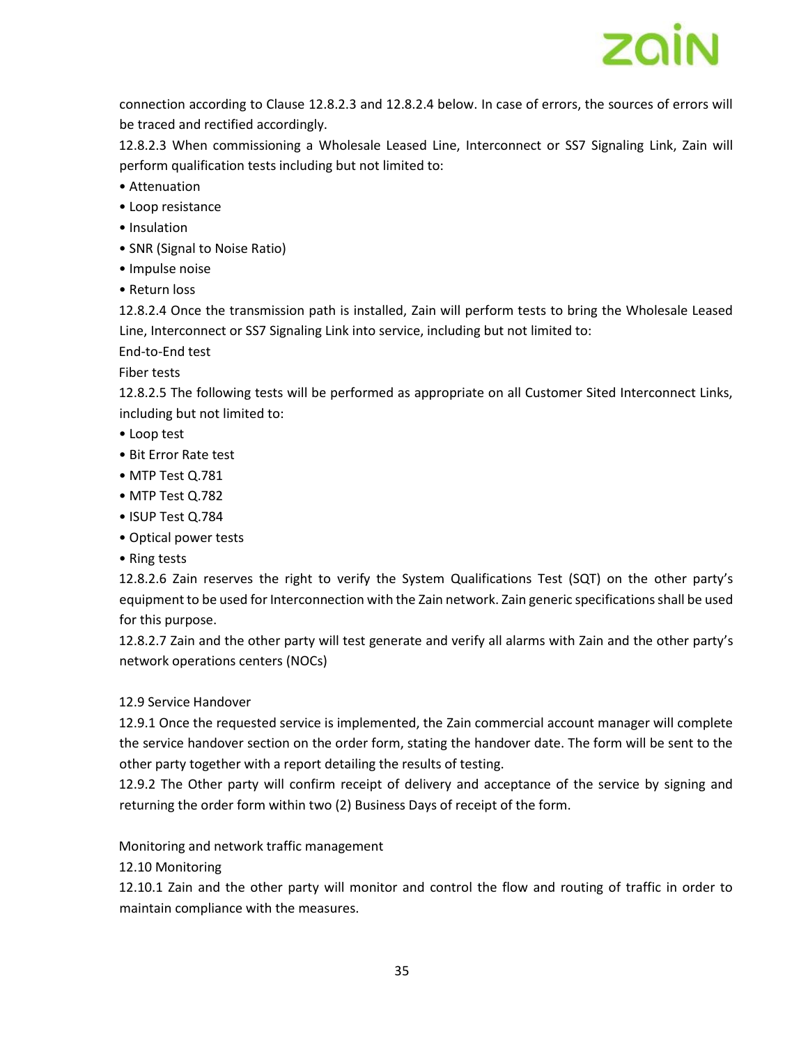connection according to Clause 12.8.2.3 and 12.8.2.4 below. In case of errors, the sources of errors will be traced and rectified accordingly.

12.8.2.3 When commissioning a Wholesale Leased Line, Interconnect or SS7 Signaling Link, Zain will perform qualification tests including but not limited to:

- Attenuation
- Loop resistance
- Insulation
- SNR (Signal to Noise Ratio)
- Impulse noise
- Return loss

12.8.2.4 Once the transmission path is installed, Zain will perform tests to bring the Wholesale Leased Line, Interconnect or SS7 Signaling Link into service, including but not limited to:

End-to-End test

Fiber tests

12.8.2.5 The following tests will be performed as appropriate on all Customer Sited Interconnect Links, including but not limited to:

- Loop test
- Bit Error Rate test
- MTP Test Q.781
- MTP Test Q.782
- ISUP Test Q.784
- Optical power tests
- Ring tests

12.8.2.6 Zain reserves the right to verify the System Qualifications Test (SQT) on the other party's equipment to be used for Interconnection with the Zain network. Zain generic specifications shall be used for this purpose.

12.8.2.7 Zain and the other party will test generate and verify all alarms with Zain and the other party's network operations centers (NOCs)

12.9 Service Handover

12.9.1 Once the requested service is implemented, the Zain commercial account manager will complete the service handover section on the order form, stating the handover date. The form will be sent to the other party together with a report detailing the results of testing.

12.9.2 The Other party will confirm receipt of delivery and acceptance of the service by signing and returning the order form within two (2) Business Days of receipt of the form.

Monitoring and network traffic management

12.10 Monitoring

12.10.1 Zain and the other party will monitor and control the flow and routing of traffic in order to maintain compliance with the measures.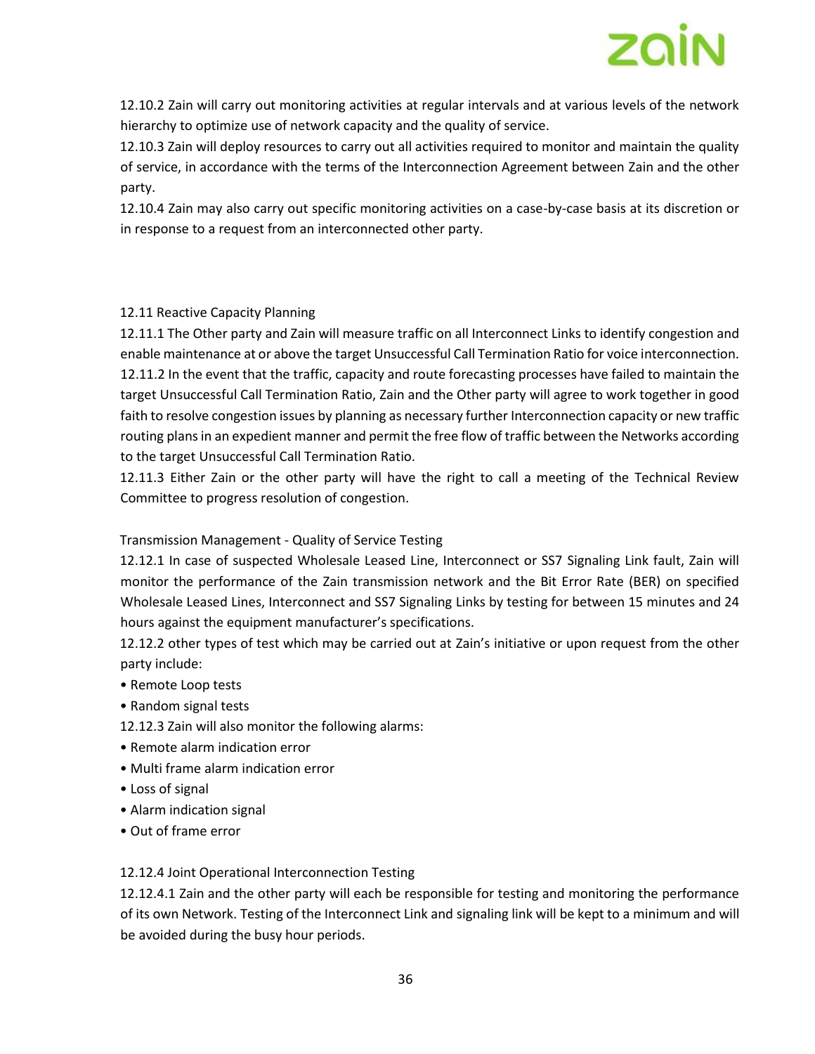12.10.2 Zain will carry out monitoring activities at regular intervals and at various levels of the network hierarchy to optimize use of network capacity and the quality of service.

12.10.3 Zain will deploy resources to carry out all activities required to monitor and maintain the quality of service, in accordance with the terms of the Interconnection Agreement between Zain and the other party.

12.10.4 Zain may also carry out specific monitoring activities on a case-by-case basis at its discretion or in response to a request from an interconnected other party.

12.11 Reactive Capacity Planning

12.11.1 The Other party and Zain will measure traffic on all Interconnect Links to identify congestion and enable maintenance at or above the target Unsuccessful Call Termination Ratio for voice interconnection.

12.11.2 In the event that the traffic, capacity and route forecasting processes have failed to maintain the target Unsuccessful Call Termination Ratio, Zain and the Other party will agree to work together in good faith to resolve congestion issues by planning as necessary further Interconnection capacity or new traffic routing plans in an expedient manner and permit the free flow of traffic between the Networks according to the target Unsuccessful Call Termination Ratio.

12.11.3 Either Zain or the other party will have the right to call a meeting of the Technical Review Committee to progress resolution of congestion.

Transmission Management - Quality of Service Testing

12.12.1 In case of suspected Wholesale Leased Line, Interconnect or SS7 Signaling Link fault, Zain will monitor the performance of the Zain transmission network and the Bit Error Rate (BER) on specified Wholesale Leased Lines, Interconnect and SS7 Signaling Links by testing for between 15 minutes and 24 hours against the equipment manufacturer's specifications.

12.12.2 other types of test which may be carried out at Zain's initiative or upon request from the other party include:

- Remote Loop tests
- Random signal tests

12.12.3 Zain will also monitor the following alarms:

- Remote alarm indication error
- Multi frame alarm indication error
- Loss of signal
- Alarm indication signal
- Out of frame error

12.12.4 Joint Operational Interconnection Testing

12.12.4.1 Zain and the other party will each be responsible for testing and monitoring the performance of its own Network. Testing of the Interconnect Link and signaling link will be kept to a minimum and will be avoided during the busy hour periods.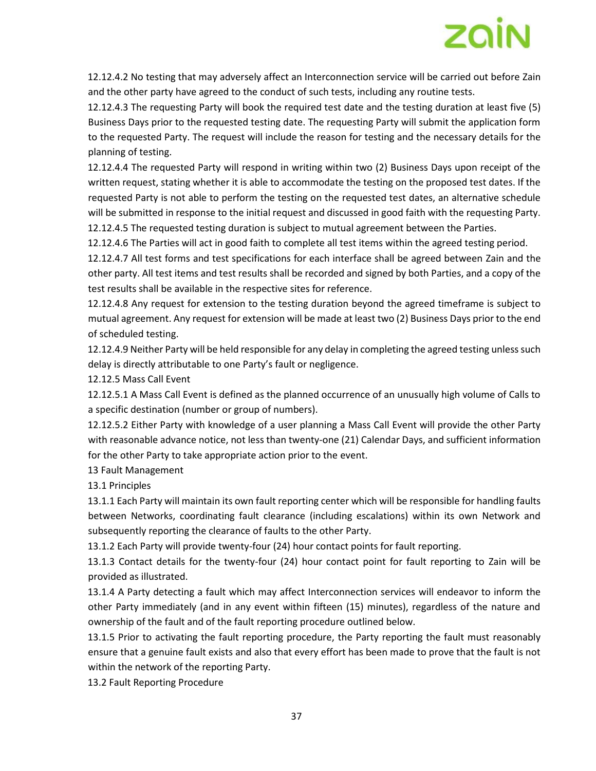12.12.4.2 No testing that may adversely affect an Interconnection service will be carried out before Zain and the other party have agreed to the conduct of such tests, including any routine tests.

12.12.4.3 The requesting Party will book the required test date and the testing duration at least five (5) Business Days prior to the requested testing date. The requesting Party will submit the application form to the requested Party. The request will include the reason for testing and the necessary details for the planning of testing.

12.12.4.4 The requested Party will respond in writing within two (2) Business Days upon receipt of the written request, stating whether it is able to accommodate the testing on the proposed test dates. If the requested Party is not able to perform the testing on the requested test dates, an alternative schedule will be submitted in response to the initial request and discussed in good faith with the requesting Party.

12.12.4.5 The requested testing duration is subject to mutual agreement between the Parties.

12.12.4.6 The Parties will act in good faith to complete all test items within the agreed testing period.

12.12.4.7 All test forms and test specifications for each interface shall be agreed between Zain and the other party. All test items and test results shall be recorded and signed by both Parties, and a copy of the test results shall be available in the respective sites for reference.

12.12.4.8 Any request for extension to the testing duration beyond the agreed timeframe is subject to mutual agreement. Any request for extension will be made at least two (2) Business Days prior to the end of scheduled testing.

12.12.4.9 Neither Party will be held responsible for any delay in completing the agreed testing unless such delay is directly attributable to one Party's fault or negligence.

12.12.5 Mass Call Event

12.12.5.1 A Mass Call Event is defined as the planned occurrence of an unusually high volume of Calls to a specific destination (number or group of numbers).

12.12.5.2 Either Party with knowledge of a user planning a Mass Call Event will provide the other Party with reasonable advance notice, not less than twenty-one (21) Calendar Days, and sufficient information for the other Party to take appropriate action prior to the event.

## 13 Fault Management

### 13.1 Principles

13.1.1 Each Party will maintain its own fault reporting center which will be responsible for handling faults between Networks, coordinating fault clearance (including escalations) within its own Network and subsequently reporting the clearance of faults to the other Party.

13.1.2 Each Party will provide twenty-four (24) hour contact points for fault reporting.

13.1.3 Contact details for the twenty-four (24) hour contact point for fault reporting to Zain will be provided as illustrated.

13.1.4 A Party detecting a fault which may affect Interconnection services will endeavor to inform the other Party immediately (and in any event within fifteen (15) minutes), regardless of the nature and ownership of the fault and of the fault reporting procedure outlined below.

13.1.5 Prior to activating the fault reporting procedure, the Party reporting the fault must reasonably ensure that a genuine fault exists and also that every effort has been made to prove that the fault is not within the network of the reporting Party.

### 13.2 Fault Reporting Procedure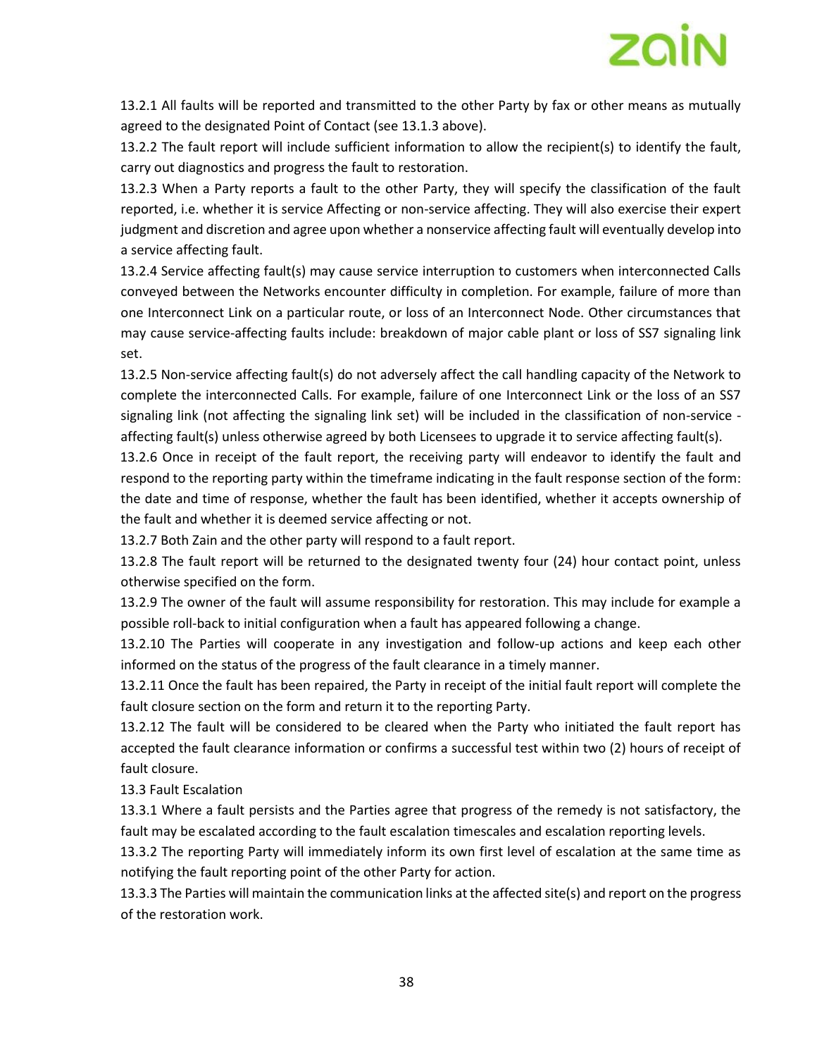13.2.1 All faults will be reported and transmitted to the other Party by fax or other means as mutually agreed to the designated Point of Contact (see 13.1.3 above).

13.2.2 The fault report will include sufficient information to allow the recipient(s) to identify the fault, carry out diagnostics and progress the fault to restoration.

13.2.3 When a Party reports a fault to the other Party, they will specify the classification of the fault reported, i.e. whether it is service Affecting or non-service affecting. They will also exercise their expert judgment and discretion and agree upon whether a nonservice affecting fault will eventually develop into a service affecting fault.

13.2.4 Service affecting fault(s) may cause service interruption to customers when interconnected Calls conveyed between the Networks encounter difficulty in completion. For example, failure of more than one Interconnect Link on a particular route, or loss of an Interconnect Node. Other circumstances that may cause service-affecting faults include: breakdown of major cable plant or loss of SS7 signaling link set.

13.2.5 Non-service affecting fault(s) do not adversely affect the call handling capacity of the Network to complete the interconnected Calls. For example, failure of one Interconnect Link or the loss of an SS7 signaling link (not affecting the signaling link set) will be included in the classification of non-service - affecting fault(s) unless otherwise agreed by both Licensees to upgrade it to service affecting fault(s).

13.2.6 Once in receipt of the fault report, the receiving party will endeavor to identify the fault and respond to the reporting party within the timeframe indicating in the fault response section of the form: the date and time of response, whether the fault has been identified, whether it accepts ownership of the fault and whether it is deemed service affecting or not.

13.2.7 Both Zain and the other party will respond to a fault report.

13.2.8 The fault report will be returned to the designated twenty four (24) hour contact point, unless otherwise specified on the form.

13.2.9 The owner of the fault will assume responsibility for restoration. This may include for example a possible roll-back to initial configuration when a fault has appeared following a change.

13.2.10 The Parties will cooperate in any investigation and follow-up actions and keep each other informed on the status of the progress of the fault clearance in a timely manner.

13.2.11 Once the fault has been repaired, the Party in receipt of the initial fault report will complete the fault closure section on the form and return it to the reporting Party.

13.2.12 The fault will be considered to be cleared when the Party who initiated the fault report has accepted the fault clearance information or confirms a successful test within two (2) hours of receipt of fault closure.

13.3 Fault Escalation

13.3.1 Where a fault persists and the Parties agree that progress of the remedy is not satisfactory, the fault may be escalated according to the fault escalation timescales and escalation reporting levels.

13.3.2 The reporting Party will immediately inform its own first level of escalation at the same time as notifying the fault reporting point of the other Party for action.

13.3.3 The Parties will maintain the communication links at the affected site(s) and report on the progress of the restoration work.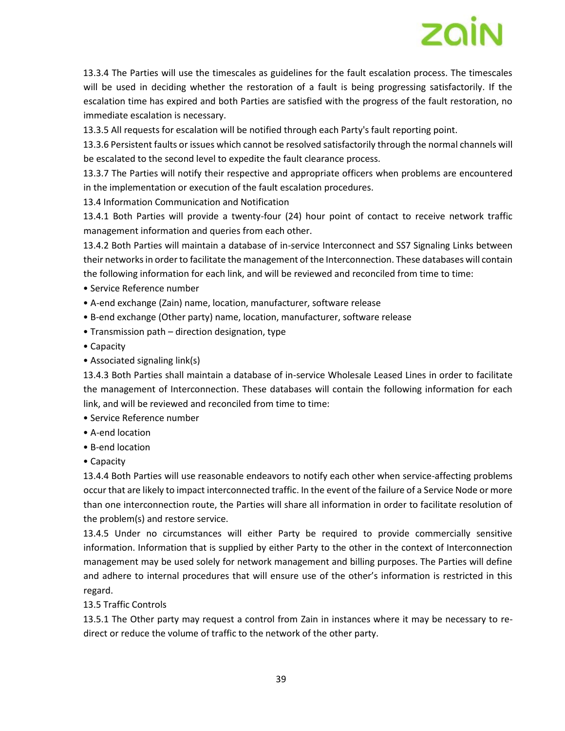13.3.4 The Parties will use the timescales as guidelines for the fault escalation process. The timescales will be used in deciding whether the restoration of a fault is being progressing satisfactorily. If the escalation time has expired and both Parties are satisfied with the progress of the fault restoration, no immediate escalation is necessary.

13.3.5 All requests for escalation will be notified through each Party's fault reporting point.

13.3.6 Persistent faults or issues which cannot be resolved satisfactorily through the normal channels will be escalated to the second level to expedite the fault clearance process.

13.3.7 The Parties will notify their respective and appropriate officers when problems are encountered in the implementation or execution of the fault escalation procedures.

13.4 Information Communication and Notification

13.4.1 Both Parties will provide a twenty-four (24) hour point of contact to receive network traffic management information and queries from each other.

13.4.2 Both Parties will maintain a database of in-service Interconnect and SS7 Signaling Links between their networks in order to facilitate the management of the Interconnection. These databases will contain the following information for each link, and will be reviewed and reconciled from time to time:

- Service Reference number
- A-end exchange (Zain) name, location, manufacturer, software release
- B-end exchange (Other party) name, location, manufacturer, software release
- Transmission path – direction designation, type
- Capacity
- Associated signaling link(s)

13.4.3 Both Parties shall maintain a database of in-service Wholesale Leased Lines in order to facilitate the management of Interconnection. These databases will contain the following information for each link, and will be reviewed and reconciled from time to time:

- Service Reference number
- A-end location
- B-end location
- Capacity

13.4.4 Both Parties will use reasonable endeavors to notify each other when service-affecting problems occur that are likely to impact interconnected traffic. In the event of the failure of a Service Node or more than one interconnection route, the Parties will share all information in order to facilitate resolution of the problem(s) and restore service.

13.4.5 Under no circumstances will either Party be required to provide commercially sensitive information. Information that is supplied by either Party to the other in the context of Interconnection management may be used solely for network management and billing purposes. The Parties will define and adhere to internal procedures that will ensure use of the other's information is restricted in this regard.

13.5 Traffic Controls

13.5.1 The Other party may request a control from Zain in instances where it may be necessary to re-direct or reduce the volume of traffic to the network of the other party.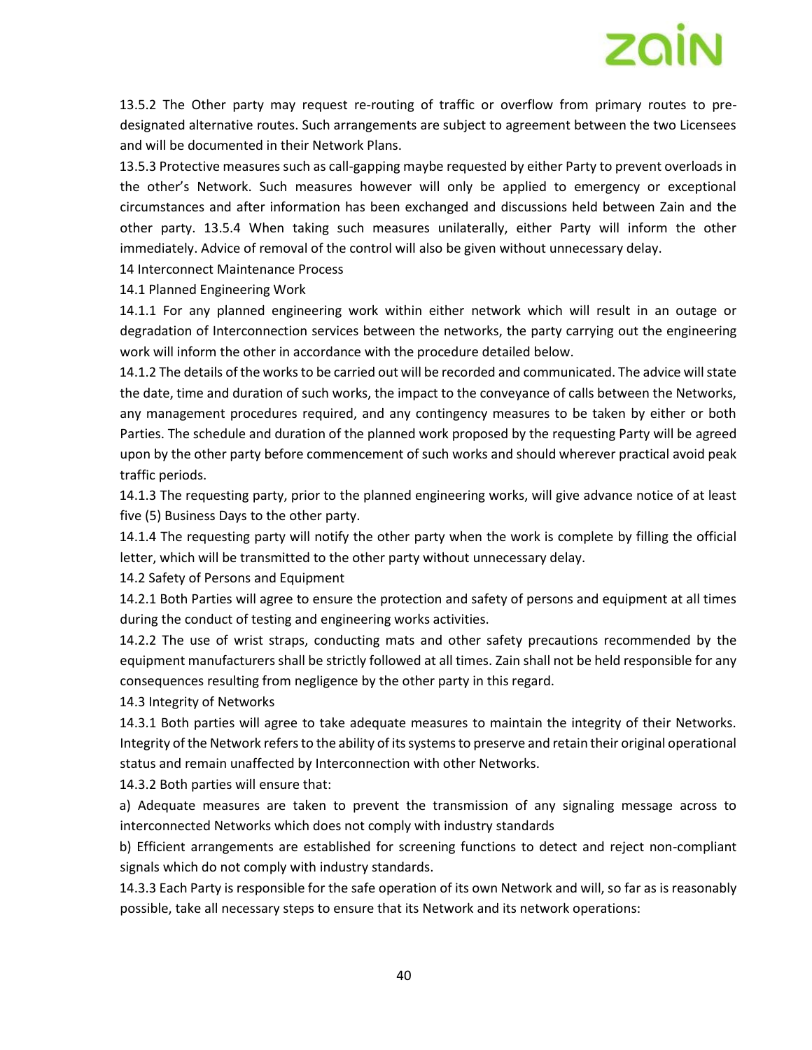13.5.2 The Other party may request re-routing of traffic or overflow from primary routes to pre-designated alternative routes. Such arrangements are subject to agreement between the two Licensees and will be documented in their Network Plans.

13.5.3 Protective measures such as call-gapping maybe requested by either Party to prevent overloads in the other's Network. Such measures however will only be applied to emergency or exceptional circumstances and after information has been exchanged and discussions held between Zain and the other party. 13.5.4 When taking such measures unilaterally, either Party will inform the other immediately. Advice of removal of the control will also be given without unnecessary delay.

## 14 Interconnect Maintenance Process

### 14.1 Planned Engineering Work

14.1.1 For any planned engineering work within either network which will result in an outage or degradation of Interconnection services between the networks, the party carrying out the engineering work will inform the other in accordance with the procedure detailed below.

14.1.2 The details of the works to be carried out will be recorded and communicated. The advice will state the date, time and duration of such works, the impact to the conveyance of calls between the Networks, any management procedures required, and any contingency measures to be taken by either or both Parties. The schedule and duration of the planned work proposed by the requesting Party will be agreed upon by the other party before commencement of such works and should wherever practical avoid peak traffic periods.

14.1.3 The requesting party, prior to the planned engineering works, will give advance notice of at least five (5) Business Days to the other party.

14.1.4 The requesting party will notify the other party when the work is complete by filling the official letter, which will be transmitted to the other party without unnecessary delay.

### 14.2 Safety of Persons and Equipment

14.2.1 Both Parties will agree to ensure the protection and safety of persons and equipment at all times during the conduct of testing and engineering works activities.

14.2.2 The use of wrist straps, conducting mats and other safety precautions recommended by the equipment manufacturers shall be strictly followed at all times. Zain shall not be held responsible for any consequences resulting from negligence by the other party in this regard.

### 14.3 Integrity of Networks

14.3.1 Both parties will agree to take adequate measures to maintain the integrity of their Networks. Integrity of the Network refers to the ability of its systems to preserve and retain their original operational status and remain unaffected by Interconnection with other Networks.

14.3.2 Both parties will ensure that:

a) Adequate measures are taken to prevent the transmission of any signaling message across to interconnected Networks which does not comply with industry standards

b) Efficient arrangements are established for screening functions to detect and reject non-compliant signals which do not comply with industry standards.

14.3.3 Each Party is responsible for the safe operation of its own Network and will, so far as is reasonably possible, take all necessary steps to ensure that its Network and its network operations: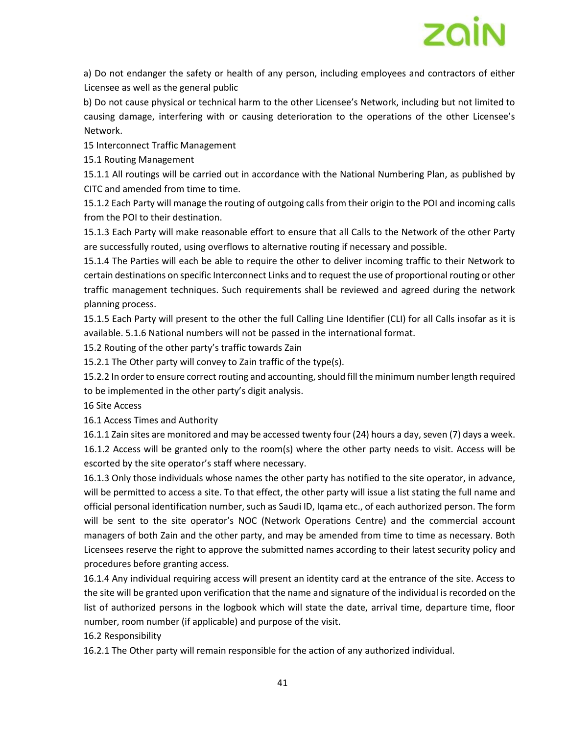a) Do not endanger the safety or health of any person, including employees and contractors of either Licensee as well as the general public

b) Do not cause physical or technical harm to the other Licensee's Network, including but not limited to causing damage, interfering with or causing deterioration to the operations of the other Licensee's Network.

15 Interconnect Traffic Management

15.1 Routing Management

15.1.1 All routings will be carried out in accordance with the National Numbering Plan, as published by CITC and amended from time to time.

15.1.2 Each Party will manage the routing of outgoing calls from their origin to the POI and incoming calls from the POI to their destination.

15.1.3 Each Party will make reasonable effort to ensure that all Calls to the Network of the other Party are successfully routed, using overflows to alternative routing if necessary and possible.

15.1.4 The Parties will each be able to require the other to deliver incoming traffic to their Network to certain destinations on specific Interconnect Links and to request the use of proportional routing or other traffic management techniques. Such requirements shall be reviewed and agreed during the network planning process.

15.1.5 Each Party will present to the other the full Calling Line Identifier (CLI) for all Calls insofar as it is available. 5.1.6 National numbers will not be passed in the international format.

15.2 Routing of the other party's traffic towards Zain

15.2.1 The Other party will convey to Zain traffic of the type(s).

15.2.2 In order to ensure correct routing and accounting, should fill the minimum number length required to be implemented in the other party's digit analysis.

16 Site Access

16.1 Access Times and Authority

16.1.1 Zain sites are monitored and may be accessed twenty four (24) hours a day, seven (7) days a week.

16.1.2 Access will be granted only to the room(s) where the other party needs to visit. Access will be escorted by the site operator's staff where necessary.

16.1.3 Only those individuals whose names the other party has notified to the site operator, in advance, will be permitted to access a site. To that effect, the other party will issue a list stating the full name and official personal identification number, such as Saudi ID, Iqama etc., of each authorized person. The form will be sent to the site operator's NOC (Network Operations Centre) and the commercial account managers of both Zain and the other party, and may be amended from time to time as necessary. Both Licensees reserve the right to approve the submitted names according to their latest security policy and procedures before granting access.

16.1.4 Any individual requiring access will present an identity card at the entrance of the site. Access to the site will be granted upon verification that the name and signature of the individual is recorded on the list of authorized persons in the logbook which will state the date, arrival time, departure time, floor number, room number (if applicable) and purpose of the visit.

16.2 Responsibility

16.2.1 The Other party will remain responsible for the action of any authorized individual.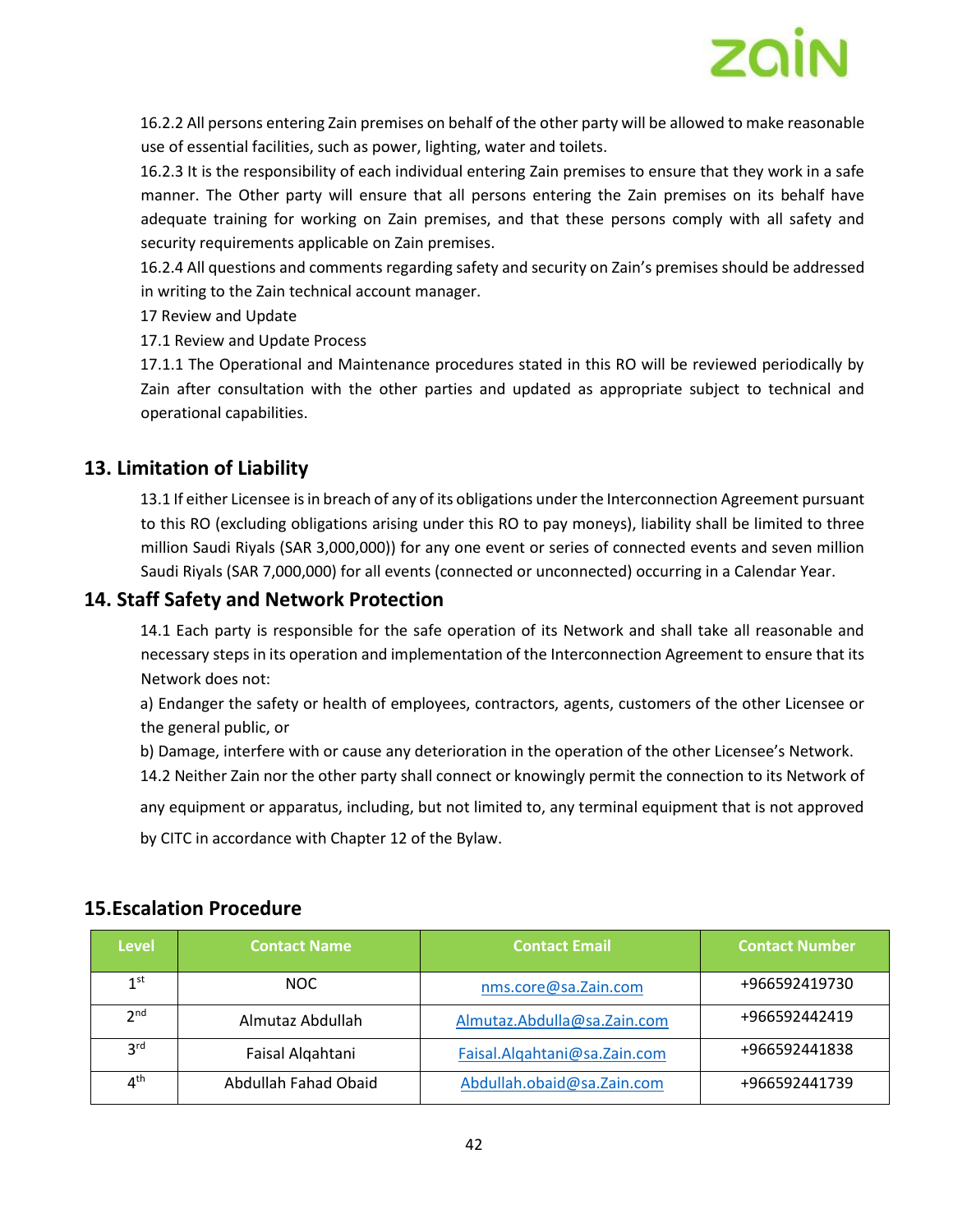16.2.2 All persons entering Zain premises on behalf of the other party will be allowed to make reasonable use of essential facilities, such as power, lighting, water and toilets.

16.2.3 It is the responsibility of each individual entering Zain premises to ensure that they work in a safe manner. The Other party will ensure that all persons entering the Zain premises on its behalf have adequate training for working on Zain premises, and that these persons comply with all safety and security requirements applicable on Zain premises.

16.2.4 All questions and comments regarding safety and security on Zain's premises should be addressed in writing to the Zain technical account manager.

17 Review and Update

17.1 Review and Update Process

17.1.1 The Operational and Maintenance procedures stated in this RO will be reviewed periodically by Zain after consultation with the other parties and updated as appropriate subject to technical and operational capabilities.

## 13. Limitation of Liability

13.1 If either Licensee is in breach of any of its obligations under the Interconnection Agreement pursuant to this RO (excluding obligations arising under this RO to pay moneys), liability shall be limited to three million Saudi Riyals (SAR 3,000,000)) for any one event or series of connected events and seven million Saudi Riyals (SAR 7,000,000) for all events (connected or unconnected) occurring in a Calendar Year.

## 14. Staff Safety and Network Protection

14.1 Each party is responsible for the safe operation of its Network and shall take all reasonable and necessary steps in its operation and implementation of the Interconnection Agreement to ensure that its Network does not:

a) Endanger the safety or health of employees, contractors, agents, customers of the other Licensee or the general public, or

b) Damage, interfere with or cause any deterioration in the operation of the other Licensee's Network.

14.2 Neither Zain nor the other party shall connect or knowingly permit the connection to its Network of any equipment or apparatus, including, but not limited to, any terminal equipment that is not approved by CITC in accordance with Chapter 12 of the Bylaw.

## 15.Escalation Procedure

| Level | Contact Name | Contact Email | Contact Number |
|---|---|---|---|
| 1st | NOC | nms.core@sa.Zain.com | +966592419730 |
| 2nd | Almutaz Abdullah | Almutaz.Abdulla@sa.Zain.com | +966592442419 |
| 3rd | Faisal Alqahtani | Faisal.Alqahtani@sa.Zain.com | +966592441838 |
| 4th | Abdullah Fahad Obaid | Abdullah.obaid@sa.Zain.com | +966592441739 |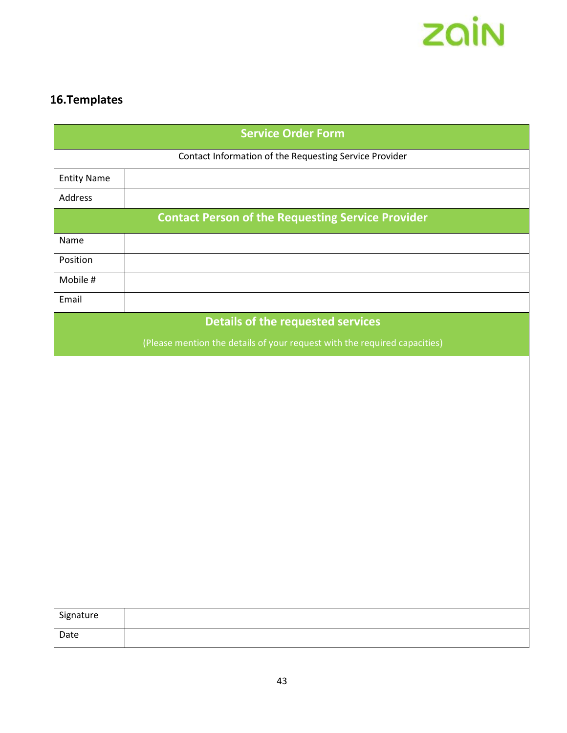## 16.Templates

| Service Order Form | |
|---|---|
| Contact Information of the Requesting Service Provider | |
| Entity Name | |
| Address | |
| **Contact Person of the Requesting Service Provider** | |
| Name | |
| Position | |
| Mobile # | |
| Email | |
| **Details of the requested services** (Please mention the details of your request with the required capacities) | |
| | |
| Signature | |
| Date | |